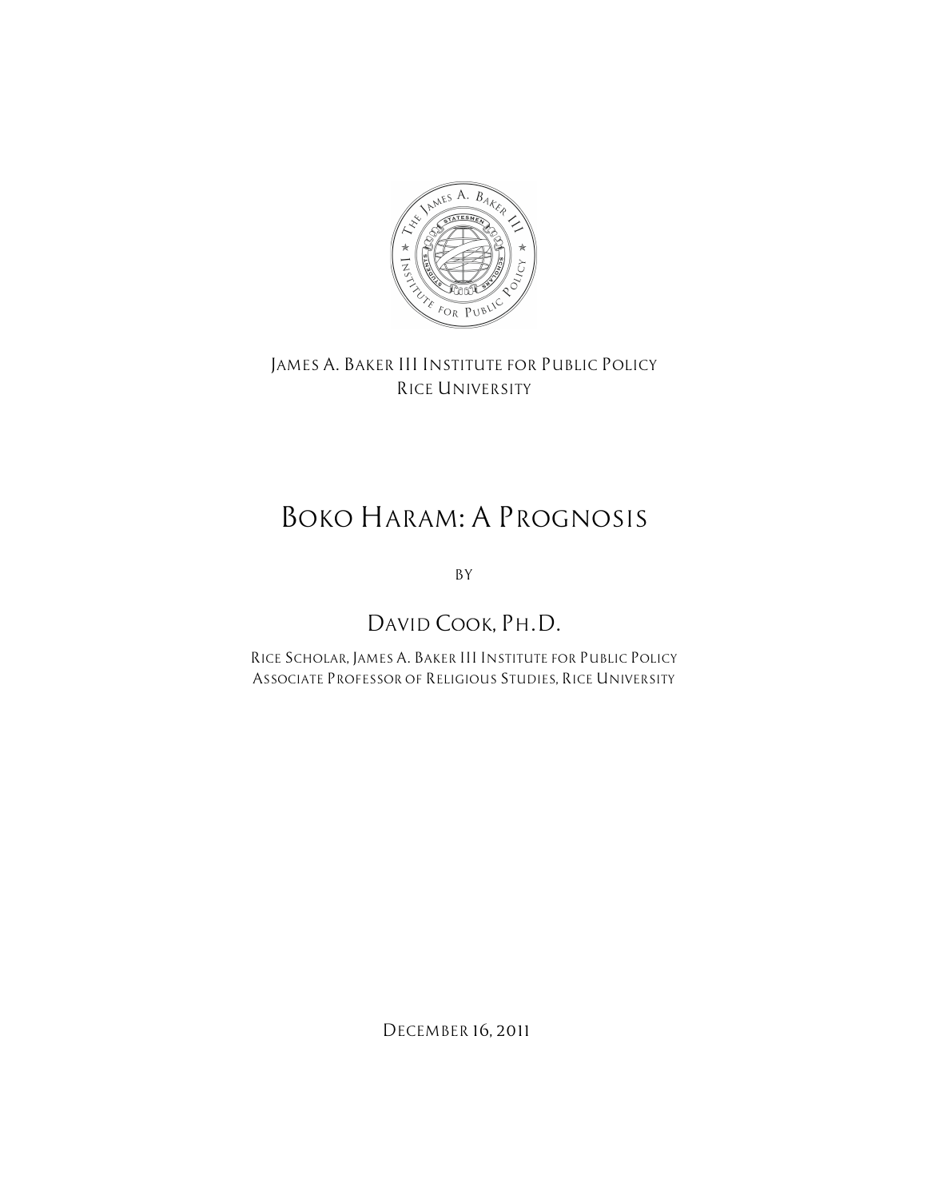James A. Baker III Institute for Public Policy
Rice University

# Boko Haram: A Prognosis

by

## David Cook, Ph.D.

Rice Scholar, James A. Baker III Institute for Public Policy
Associate Professor of Religious Studies, Rice University

December 16, 2011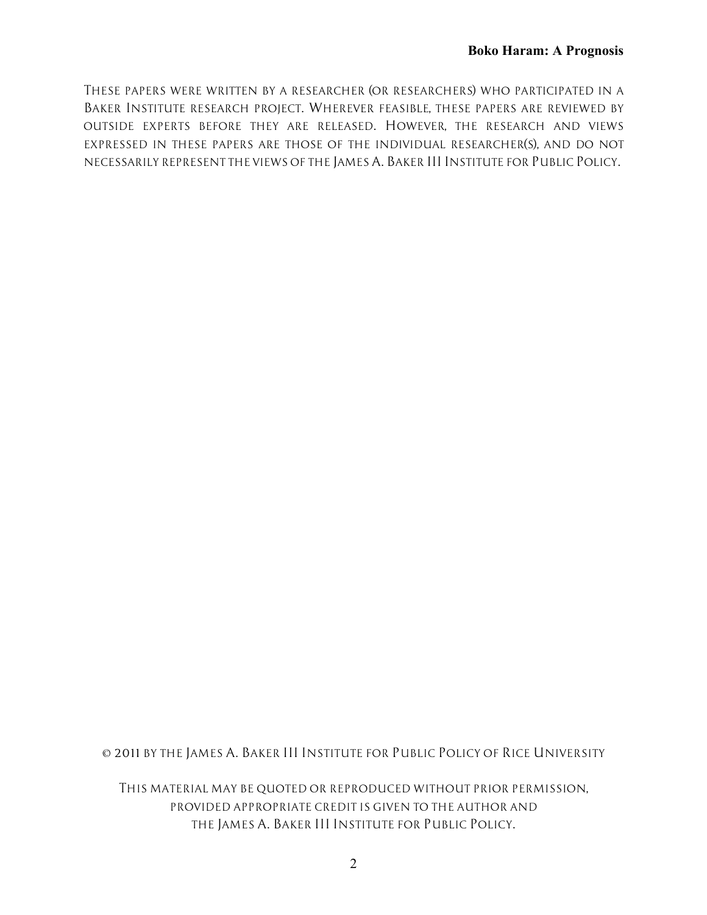These papers were written by a researcher (or researchers) who participated in a Baker Institute research project. Wherever feasible, these papers are reviewed by outside experts before they are released. However, the research and views expressed in these papers are those of the individual researcher(s), and do not necessarily represent the views of the James A. Baker III Institute for Public Policy.

© 2011 by the James A. Baker III Institute for Public Policy of Rice University

This material may be quoted or reproduced without prior permission, provided appropriate credit is given to the author and the James A. Baker III Institute for Public Policy.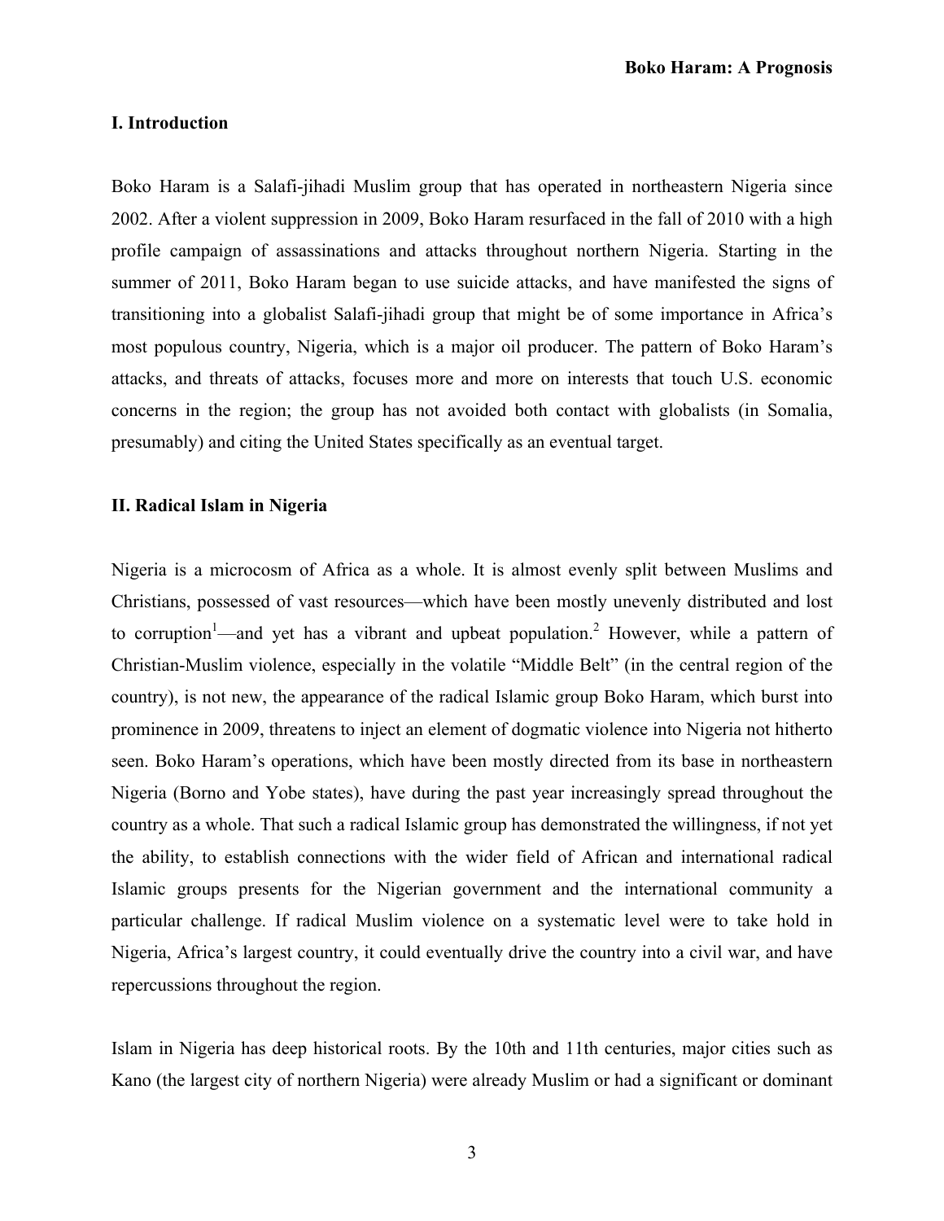## I. Introduction

Boko Haram is a Salafi-jihadi Muslim group that has operated in northeastern Nigeria since 2002. After a violent suppression in 2009, Boko Haram resurfaced in the fall of 2010 with a high profile campaign of assassinations and attacks throughout northern Nigeria. Starting in the summer of 2011, Boko Haram began to use suicide attacks, and have manifested the signs of transitioning into a globalist Salafi-jihadi group that might be of some importance in Africa's most populous country, Nigeria, which is a major oil producer. The pattern of Boko Haram's attacks, and threats of attacks, focuses more and more on interests that touch U.S. economic concerns in the region; the group has not avoided both contact with globalists (in Somalia, presumably) and citing the United States specifically as an eventual target.

## II. Radical Islam in Nigeria

Nigeria is a microcosm of Africa as a whole. It is almost evenly split between Muslims and Christians, possessed of vast resources—which have been mostly unevenly distributed and lost to corruption[1]—and yet has a vibrant and upbeat population.[2] However, while a pattern of Christian-Muslim violence, especially in the volatile "Middle Belt" (in the central region of the country), is not new, the appearance of the radical Islamic group Boko Haram, which burst into prominence in 2009, threatens to inject an element of dogmatic violence into Nigeria not hitherto seen. Boko Haram's operations, which have been mostly directed from its base in northeastern Nigeria (Borno and Yobe states), have during the past year increasingly spread throughout the country as a whole. That such a radical Islamic group has demonstrated the willingness, if not yet the ability, to establish connections with the wider field of African and international radical Islamic groups presents for the Nigerian government and the international community a particular challenge. If radical Muslim violence on a systematic level were to take hold in Nigeria, Africa's largest country, it could eventually drive the country into a civil war, and have repercussions throughout the region.

Islam in Nigeria has deep historical roots. By the 10th and 11th centuries, major cities such as Kano (the largest city of northern Nigeria) were already Muslim or had a significant or dominant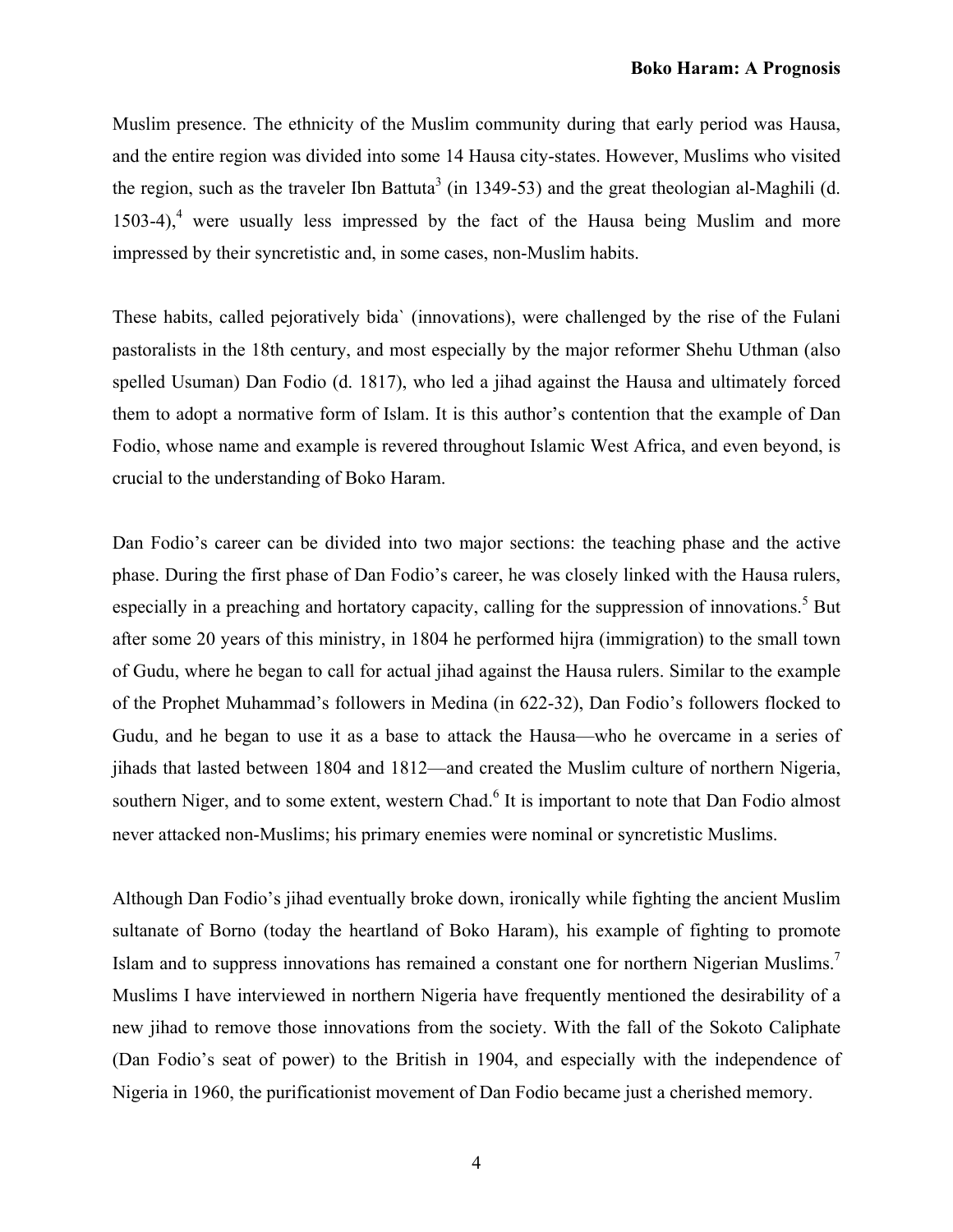Muslim presence. The ethnicity of the Muslim community during that early period was Hausa, and the entire region was divided into some 14 Hausa city-states. However, Muslims who visited the region, such as the traveler Ibn Battuta[3] (in 1349-53) and the great theologian al-Maghili (d. 1503-4),[4] were usually less impressed by the fact of the Hausa being Muslim and more impressed by their syncretistic and, in some cases, non-Muslim habits.

These habits, called pejoratively bida` (innovations), were challenged by the rise of the Fulani pastoralists in the 18th century, and most especially by the major reformer Shehu Uthman (also spelled Usuman) Dan Fodio (d. 1817), who led a jihad against the Hausa and ultimately forced them to adopt a normative form of Islam. It is this author's contention that the example of Dan Fodio, whose name and example is revered throughout Islamic West Africa, and even beyond, is crucial to the understanding of Boko Haram.

Dan Fodio's career can be divided into two major sections: the teaching phase and the active phase. During the first phase of Dan Fodio's career, he was closely linked with the Hausa rulers, especially in a preaching and hortatory capacity, calling for the suppression of innovations.[5] But after some 20 years of this ministry, in 1804 he performed hijra (immigration) to the small town of Gudu, where he began to call for actual jihad against the Hausa rulers. Similar to the example of the Prophet Muhammad's followers in Medina (in 622-32), Dan Fodio's followers flocked to Gudu, and he began to use it as a base to attack the Hausa—who he overcame in a series of jihads that lasted between 1804 and 1812—and created the Muslim culture of northern Nigeria, southern Niger, and to some extent, western Chad.[6] It is important to note that Dan Fodio almost never attacked non-Muslims; his primary enemies were nominal or syncretistic Muslims.

Although Dan Fodio's jihad eventually broke down, ironically while fighting the ancient Muslim sultanate of Borno (today the heartland of Boko Haram), his example of fighting to promote Islam and to suppress innovations has remained a constant one for northern Nigerian Muslims.[7] Muslims I have interviewed in northern Nigeria have frequently mentioned the desirability of a new jihad to remove those innovations from the society. With the fall of the Sokoto Caliphate (Dan Fodio's seat of power) to the British in 1904, and especially with the independence of Nigeria in 1960, the purificationist movement of Dan Fodio became just a cherished memory.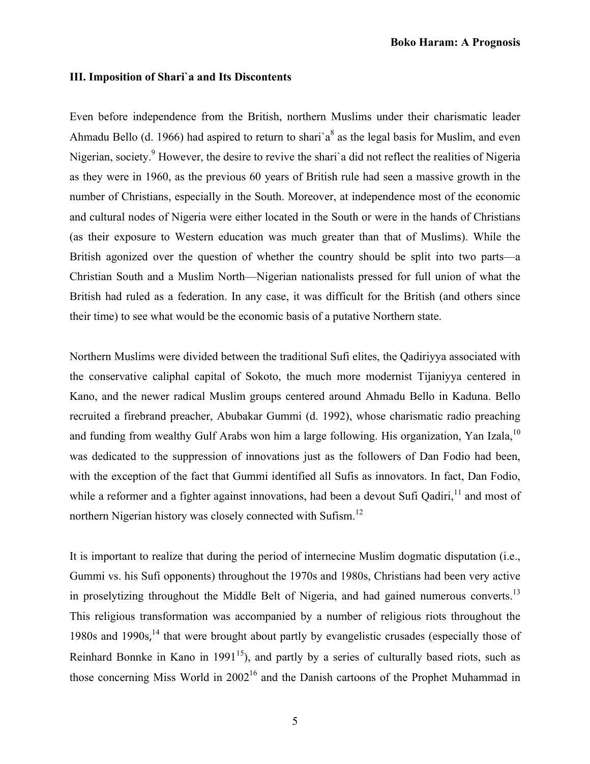### III. Imposition of Shari`a and Its Discontents

Even before independence from the British, northern Muslims under their charismatic leader Ahmadu Bello (d. 1966) had aspired to return to shari`a[8] as the legal basis for Muslim, and even Nigerian, society.[9] However, the desire to revive the shari`a did not reflect the realities of Nigeria as they were in 1960, as the previous 60 years of British rule had seen a massive growth in the number of Christians, especially in the South. Moreover, at independence most of the economic and cultural nodes of Nigeria were either located in the South or were in the hands of Christians (as their exposure to Western education was much greater than that of Muslims). While the British agonized over the question of whether the country should be split into two parts—a Christian South and a Muslim North—Nigerian nationalists pressed for full union of what the British had ruled as a federation. In any case, it was difficult for the British (and others since their time) to see what would be the economic basis of a putative Northern state.

Northern Muslims were divided between the traditional Sufi elites, the Qadiriyya associated with the conservative caliphal capital of Sokoto, the much more modernist Tijaniyya centered in Kano, and the newer radical Muslim groups centered around Ahmadu Bello in Kaduna. Bello recruited a firebrand preacher, Abubakar Gummi (d. 1992), whose charismatic radio preaching and funding from wealthy Gulf Arabs won him a large following. His organization, Yan Izala,[10] was dedicated to the suppression of innovations just as the followers of Dan Fodio had been, with the exception of the fact that Gummi identified all Sufis as innovators. In fact, Dan Fodio, while a reformer and a fighter against innovations, had been a devout Sufi Qadiri,[11] and most of northern Nigerian history was closely connected with Sufism.[12]

It is important to realize that during the period of internecine Muslim dogmatic disputation (i.e., Gummi vs. his Sufi opponents) throughout the 1970s and 1980s, Christians had been very active in proselytizing throughout the Middle Belt of Nigeria, and had gained numerous converts.[13] This religious transformation was accompanied by a number of religious riots throughout the 1980s and 1990s,[14] that were brought about partly by evangelistic crusades (especially those of Reinhard Bonnke in Kano in 1991[15]), and partly by a series of culturally based riots, such as those concerning Miss World in 2002[16] and the Danish cartoons of the Prophet Muhammad in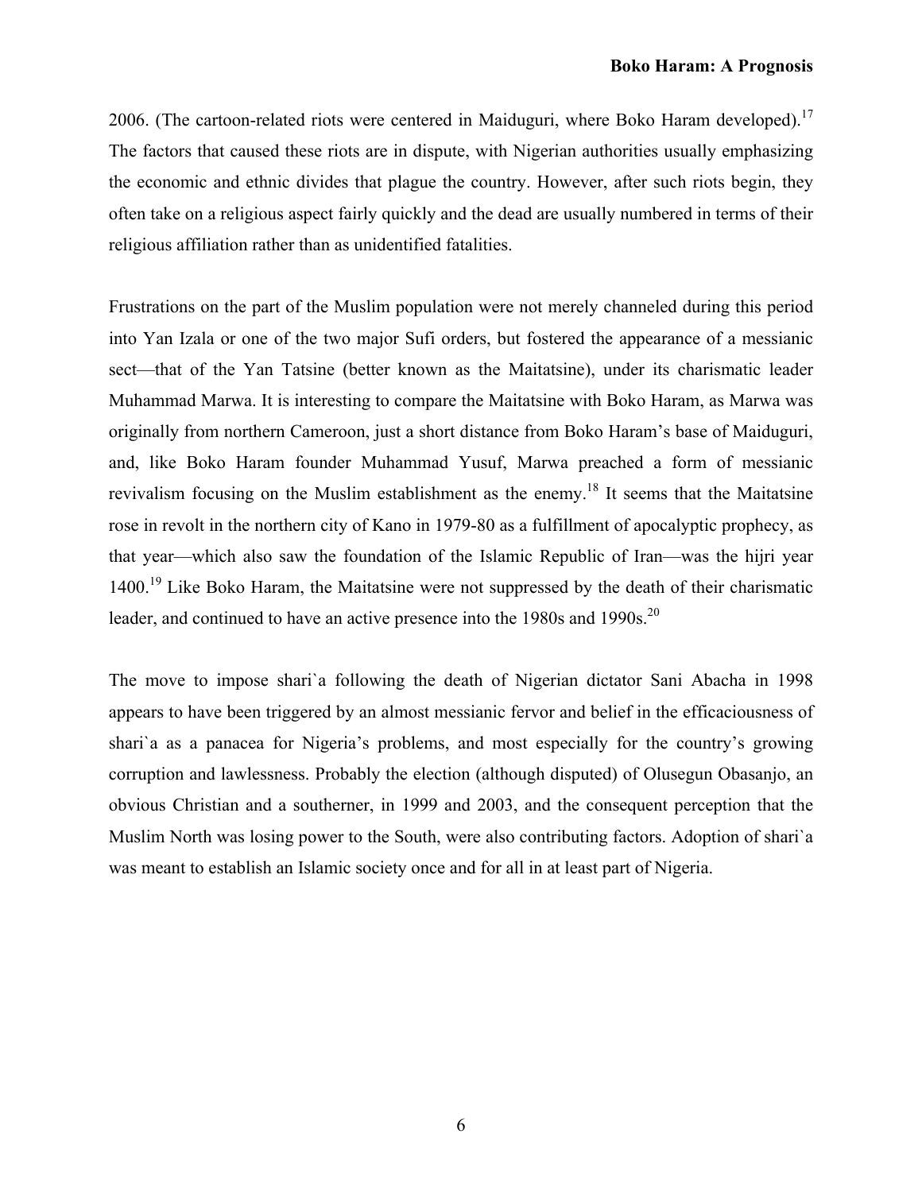2006. (The cartoon-related riots were centered in Maiduguri, where Boko Haram developed).[17] The factors that caused these riots are in dispute, with Nigerian authorities usually emphasizing the economic and ethnic divides that plague the country. However, after such riots begin, they often take on a religious aspect fairly quickly and the dead are usually numbered in terms of their religious affiliation rather than as unidentified fatalities.

Frustrations on the part of the Muslim population were not merely channeled during this period into Yan Izala or one of the two major Sufi orders, but fostered the appearance of a messianic sect—that of the Yan Tatsine (better known as the Maitatsine), under its charismatic leader Muhammad Marwa. It is interesting to compare the Maitatsine with Boko Haram, as Marwa was originally from northern Cameroon, just a short distance from Boko Haram's base of Maiduguri, and, like Boko Haram founder Muhammad Yusuf, Marwa preached a form of messianic revivalism focusing on the Muslim establishment as the enemy.[18] It seems that the Maitatsine rose in revolt in the northern city of Kano in 1979-80 as a fulfillment of apocalyptic prophecy, as that year—which also saw the foundation of the Islamic Republic of Iran—was the hijri year 1400.[19] Like Boko Haram, the Maitatsine were not suppressed by the death of their charismatic leader, and continued to have an active presence into the 1980s and 1990s.[20]

The move to impose shari`a following the death of Nigerian dictator Sani Abacha in 1998 appears to have been triggered by an almost messianic fervor and belief in the efficaciousness of shari`a as a panacea for Nigeria's problems, and most especially for the country's growing corruption and lawlessness. Probably the election (although disputed) of Olusegun Obasanjo, an obvious Christian and a southerner, in 1999 and 2003, and the consequent perception that the Muslim North was losing power to the South, were also contributing factors. Adoption of shari`a was meant to establish an Islamic society once and for all in at least part of Nigeria.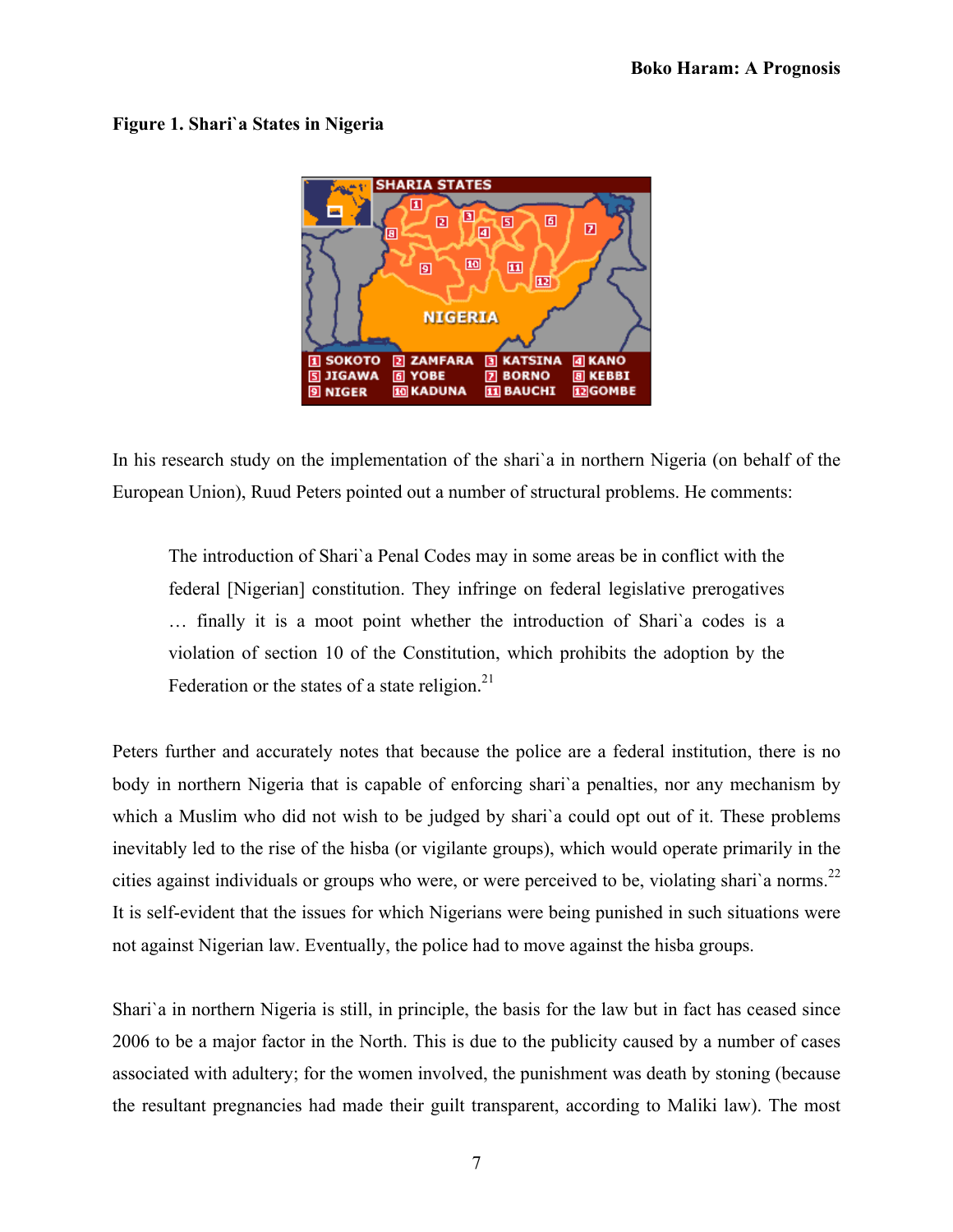**Figure 1. Shari`a States in Nigeria**

In his research study on the implementation of the shari`a in northern Nigeria (on behalf of the European Union), Ruud Peters pointed out a number of structural problems. He comments:

> The introduction of Shari`a Penal Codes may in some areas be in conflict with the federal [Nigerian] constitution. They infringe on federal legislative prerogatives … finally it is a moot point whether the introduction of Shari`a codes is a violation of section 10 of the Constitution, which prohibits the adoption by the Federation or the states of a state religion.[21]

Peters further and accurately notes that because the police are a federal institution, there is no body in northern Nigeria that is capable of enforcing shari`a penalties, nor any mechanism by which a Muslim who did not wish to be judged by shari`a could opt out of it. These problems inevitably led to the rise of the hisba (or vigilante groups), which would operate primarily in the cities against individuals or groups who were, or were perceived to be, violating shari`a norms.[22] It is self-evident that the issues for which Nigerians were being punished in such situations were not against Nigerian law. Eventually, the police had to move against the hisba groups.

Shari`a in northern Nigeria is still, in principle, the basis for the law but in fact has ceased since 2006 to be a major factor in the North. This is due to the publicity caused by a number of cases associated with adultery; for the women involved, the punishment was death by stoning (because the resultant pregnancies had made their guilt transparent, according to Maliki law). The most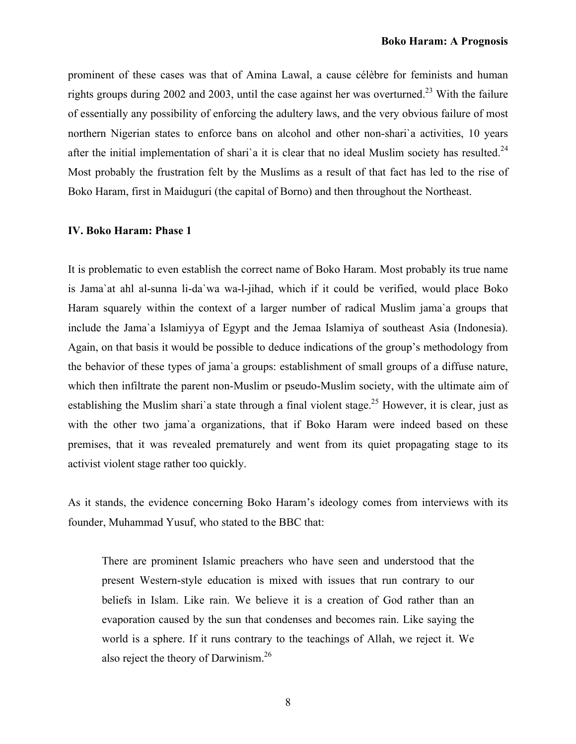prominent of these cases was that of Amina Lawal, a cause célèbre for feminists and human rights groups during 2002 and 2003, until the case against her was overturned.[23] With the failure of essentially any possibility of enforcing the adultery laws, and the very obvious failure of most northern Nigerian states to enforce bans on alcohol and other non-shari`a activities, 10 years after the initial implementation of shari`a it is clear that no ideal Muslim society has resulted.[24] Most probably the frustration felt by the Muslims as a result of that fact has led to the rise of Boko Haram, first in Maiduguri (the capital of Borno) and then throughout the Northeast.

## IV. Boko Haram: Phase 1

It is problematic to even establish the correct name of Boko Haram. Most probably its true name is Jama`at ahl al-sunna li-da`wa wa-l-jihad, which if it could be verified, would place Boko Haram squarely within the context of a larger number of radical Muslim jama`a groups that include the Jama`a Islamiyya of Egypt and the Jemaa Islamiya of southeast Asia (Indonesia). Again, on that basis it would be possible to deduce indications of the group's methodology from the behavior of these types of jama`a groups: establishment of small groups of a diffuse nature, which then infiltrate the parent non-Muslim or pseudo-Muslim society, with the ultimate aim of establishing the Muslim shari`a state through a final violent stage.[25] However, it is clear, just as with the other two jama`a organizations, that if Boko Haram were indeed based on these premises, that it was revealed prematurely and went from its quiet propagating stage to its activist violent stage rather too quickly.

As it stands, the evidence concerning Boko Haram's ideology comes from interviews with its founder, Muhammad Yusuf, who stated to the BBC that:

> There are prominent Islamic preachers who have seen and understood that the present Western-style education is mixed with issues that run contrary to our beliefs in Islam. Like rain. We believe it is a creation of God rather than an evaporation caused by the sun that condenses and becomes rain. Like saying the world is a sphere. If it runs contrary to the teachings of Allah, we reject it. We also reject the theory of Darwinism.[26]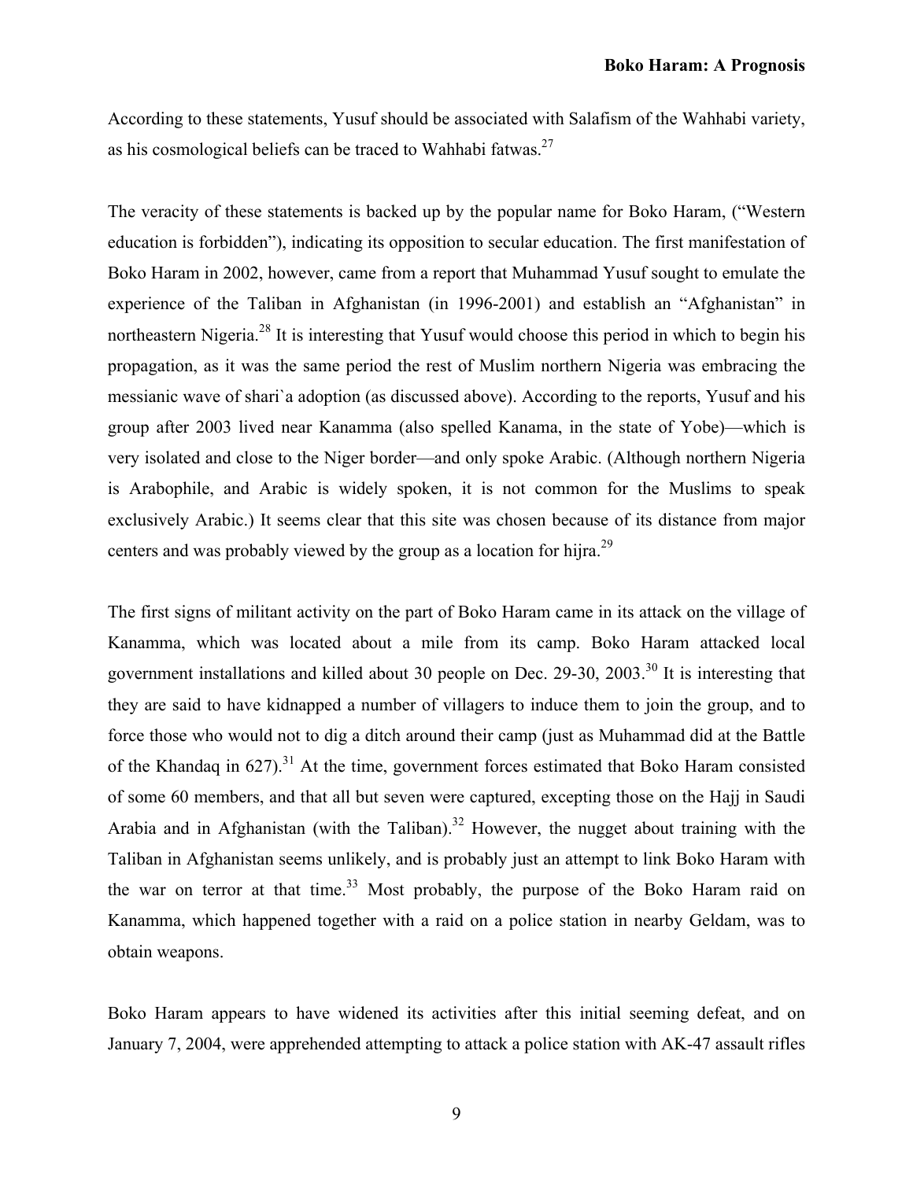According to these statements, Yusuf should be associated with Salafism of the Wahhabi variety, as his cosmological beliefs can be traced to Wahhabi fatwas.[27]

The veracity of these statements is backed up by the popular name for Boko Haram, ("Western education is forbidden"), indicating its opposition to secular education. The first manifestation of Boko Haram in 2002, however, came from a report that Muhammad Yusuf sought to emulate the experience of the Taliban in Afghanistan (in 1996-2001) and establish an "Afghanistan" in northeastern Nigeria.[28] It is interesting that Yusuf would choose this period in which to begin his propagation, as it was the same period the rest of Muslim northern Nigeria was embracing the messianic wave of shari`a adoption (as discussed above). According to the reports, Yusuf and his group after 2003 lived near Kanamma (also spelled Kanama, in the state of Yobe)—which is very isolated and close to the Niger border—and only spoke Arabic. (Although northern Nigeria is Arabophile, and Arabic is widely spoken, it is not common for the Muslims to speak exclusively Arabic.) It seems clear that this site was chosen because of its distance from major centers and was probably viewed by the group as a location for hijra.[29]

The first signs of militant activity on the part of Boko Haram came in its attack on the village of Kanamma, which was located about a mile from its camp. Boko Haram attacked local government installations and killed about 30 people on Dec. 29-30, 2003.[30] It is interesting that they are said to have kidnapped a number of villagers to induce them to join the group, and to force those who would not to dig a ditch around their camp (just as Muhammad did at the Battle of the Khandaq in 627).[31] At the time, government forces estimated that Boko Haram consisted of some 60 members, and that all but seven were captured, excepting those on the Hajj in Saudi Arabia and in Afghanistan (with the Taliban).[32] However, the nugget about training with the Taliban in Afghanistan seems unlikely, and is probably just an attempt to link Boko Haram with the war on terror at that time.[33] Most probably, the purpose of the Boko Haram raid on Kanamma, which happened together with a raid on a police station in nearby Geldam, was to obtain weapons.

Boko Haram appears to have widened its activities after this initial seeming defeat, and on January 7, 2004, were apprehended attempting to attack a police station with AK-47 assault rifles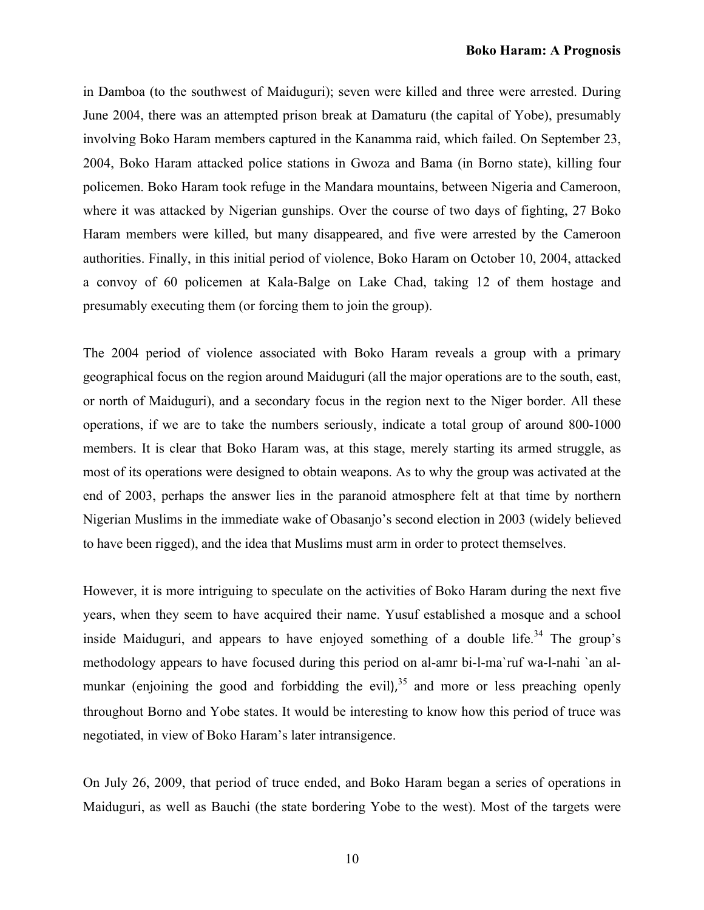in Damboa (to the southwest of Maiduguri); seven were killed and three were arrested. During June 2004, there was an attempted prison break at Damaturu (the capital of Yobe), presumably involving Boko Haram members captured in the Kanamma raid, which failed. On September 23, 2004, Boko Haram attacked police stations in Gwoza and Bama (in Borno state), killing four policemen. Boko Haram took refuge in the Mandara mountains, between Nigeria and Cameroon, where it was attacked by Nigerian gunships. Over the course of two days of fighting, 27 Boko Haram members were killed, but many disappeared, and five were arrested by the Cameroon authorities. Finally, in this initial period of violence, Boko Haram on October 10, 2004, attacked a convoy of 60 policemen at Kala-Balge on Lake Chad, taking 12 of them hostage and presumably executing them (or forcing them to join the group).

The 2004 period of violence associated with Boko Haram reveals a group with a primary geographical focus on the region around Maiduguri (all the major operations are to the south, east, or north of Maiduguri), and a secondary focus in the region next to the Niger border. All these operations, if we are to take the numbers seriously, indicate a total group of around 800-1000 members. It is clear that Boko Haram was, at this stage, merely starting its armed struggle, as most of its operations were designed to obtain weapons. As to why the group was activated at the end of 2003, perhaps the answer lies in the paranoid atmosphere felt at that time by northern Nigerian Muslims in the immediate wake of Obasanjo's second election in 2003 (widely believed to have been rigged), and the idea that Muslims must arm in order to protect themselves.

However, it is more intriguing to speculate on the activities of Boko Haram during the next five years, when they seem to have acquired their name. Yusuf established a mosque and a school inside Maiduguri, and appears to have enjoyed something of a double life.[34] The group's methodology appears to have focused during this period on al-amr bi-l-ma`ruf wa-l-nahi `an al-munkar (enjoining the good and forbidding the evil),[35] and more or less preaching openly throughout Borno and Yobe states. It would be interesting to know how this period of truce was negotiated, in view of Boko Haram's later intransigence.

On July 26, 2009, that period of truce ended, and Boko Haram began a series of operations in Maiduguri, as well as Bauchi (the state bordering Yobe to the west). Most of the targets were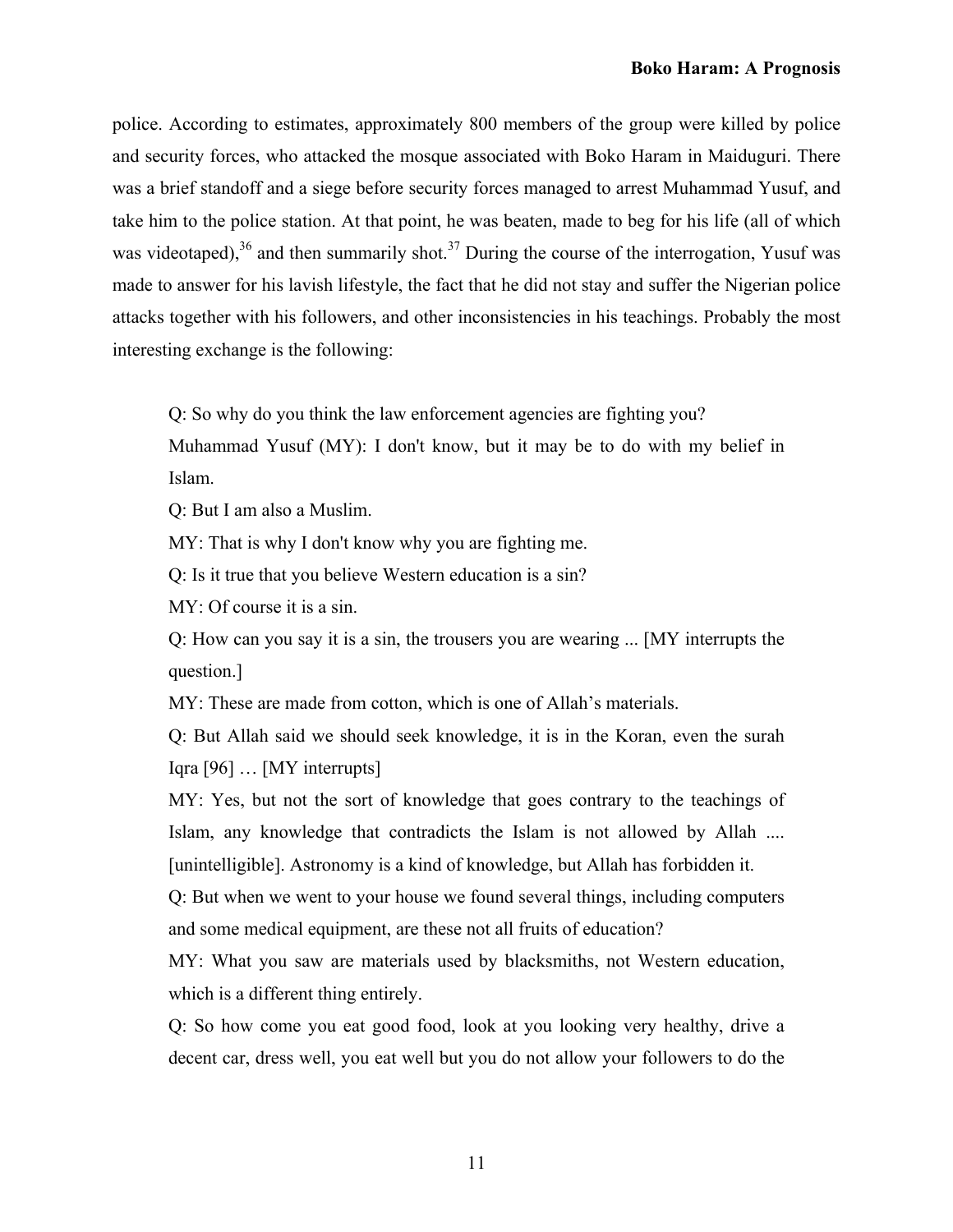police. According to estimates, approximately 800 members of the group were killed by police and security forces, who attacked the mosque associated with Boko Haram in Maiduguri. There was a brief standoff and a siege before security forces managed to arrest Muhammad Yusuf, and take him to the police station. At that point, he was beaten, made to beg for his life (all of which was videotaped),[36] and then summarily shot.[37] During the course of the interrogation, Yusuf was made to answer for his lavish lifestyle, the fact that he did not stay and suffer the Nigerian police attacks together with his followers, and other inconsistencies in his teachings. Probably the most interesting exchange is the following:

> Q: So why do you think the law enforcement agencies are fighting you?
>
> Muhammad Yusuf (MY): I don't know, but it may be to do with my belief in Islam.
>
> Q: But I am also a Muslim.
>
> MY: That is why I don't know why you are fighting me.
>
> Q: Is it true that you believe Western education is a sin?
>
> MY: Of course it is a sin.
>
> Q: How can you say it is a sin, the trousers you are wearing ... [MY interrupts the question.]
>
> MY: These are made from cotton, which is one of Allah's materials.
>
> Q: But Allah said we should seek knowledge, it is in the Koran, even the surah Iqra [96] … [MY interrupts]
>
> MY: Yes, but not the sort of knowledge that goes contrary to the teachings of Islam, any knowledge that contradicts the Islam is not allowed by Allah .... [unintelligible]. Astronomy is a kind of knowledge, but Allah has forbidden it.
>
> Q: But when we went to your house we found several things, including computers and some medical equipment, are these not all fruits of education?
>
> MY: What you saw are materials used by blacksmiths, not Western education, which is a different thing entirely.
>
> Q: So how come you eat good food, look at you looking very healthy, drive a decent car, dress well, you eat well but you do not allow your followers to do the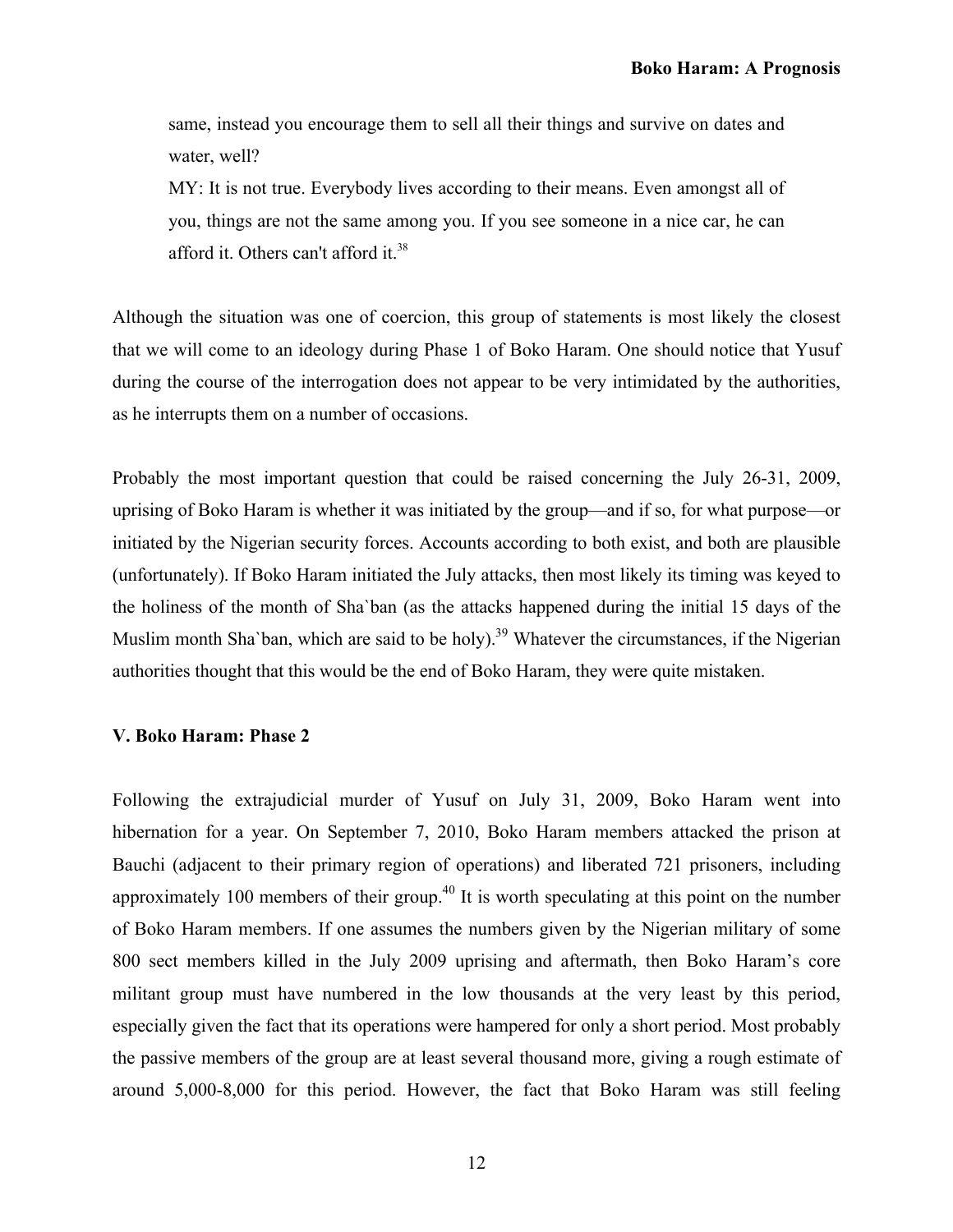same, instead you encourage them to sell all their things and survive on dates and water, well?

MY: It is not true. Everybody lives according to their means. Even amongst all of you, things are not the same among you. If you see someone in a nice car, he can afford it. Others can't afford it.[38]

Although the situation was one of coercion, this group of statements is most likely the closest that we will come to an ideology during Phase 1 of Boko Haram. One should notice that Yusuf during the course of the interrogation does not appear to be very intimidated by the authorities, as he interrupts them on a number of occasions.

Probably the most important question that could be raised concerning the July 26-31, 2009, uprising of Boko Haram is whether it was initiated by the group—and if so, for what purpose—or initiated by the Nigerian security forces. Accounts according to both exist, and both are plausible (unfortunately). If Boko Haram initiated the July attacks, then most likely its timing was keyed to the holiness of the month of Sha`ban (as the attacks happened during the initial 15 days of the Muslim month Sha`ban, which are said to be holy).[39] Whatever the circumstances, if the Nigerian authorities thought that this would be the end of Boko Haram, they were quite mistaken.

### V. Boko Haram: Phase 2

Following the extrajudicial murder of Yusuf on July 31, 2009, Boko Haram went into hibernation for a year. On September 7, 2010, Boko Haram members attacked the prison at Bauchi (adjacent to their primary region of operations) and liberated 721 prisoners, including approximately 100 members of their group.[40] It is worth speculating at this point on the number of Boko Haram members. If one assumes the numbers given by the Nigerian military of some 800 sect members killed in the July 2009 uprising and aftermath, then Boko Haram's core militant group must have numbered in the low thousands at the very least by this period, especially given the fact that its operations were hampered for only a short period. Most probably the passive members of the group are at least several thousand more, giving a rough estimate of around 5,000-8,000 for this period. However, the fact that Boko Haram was still feeling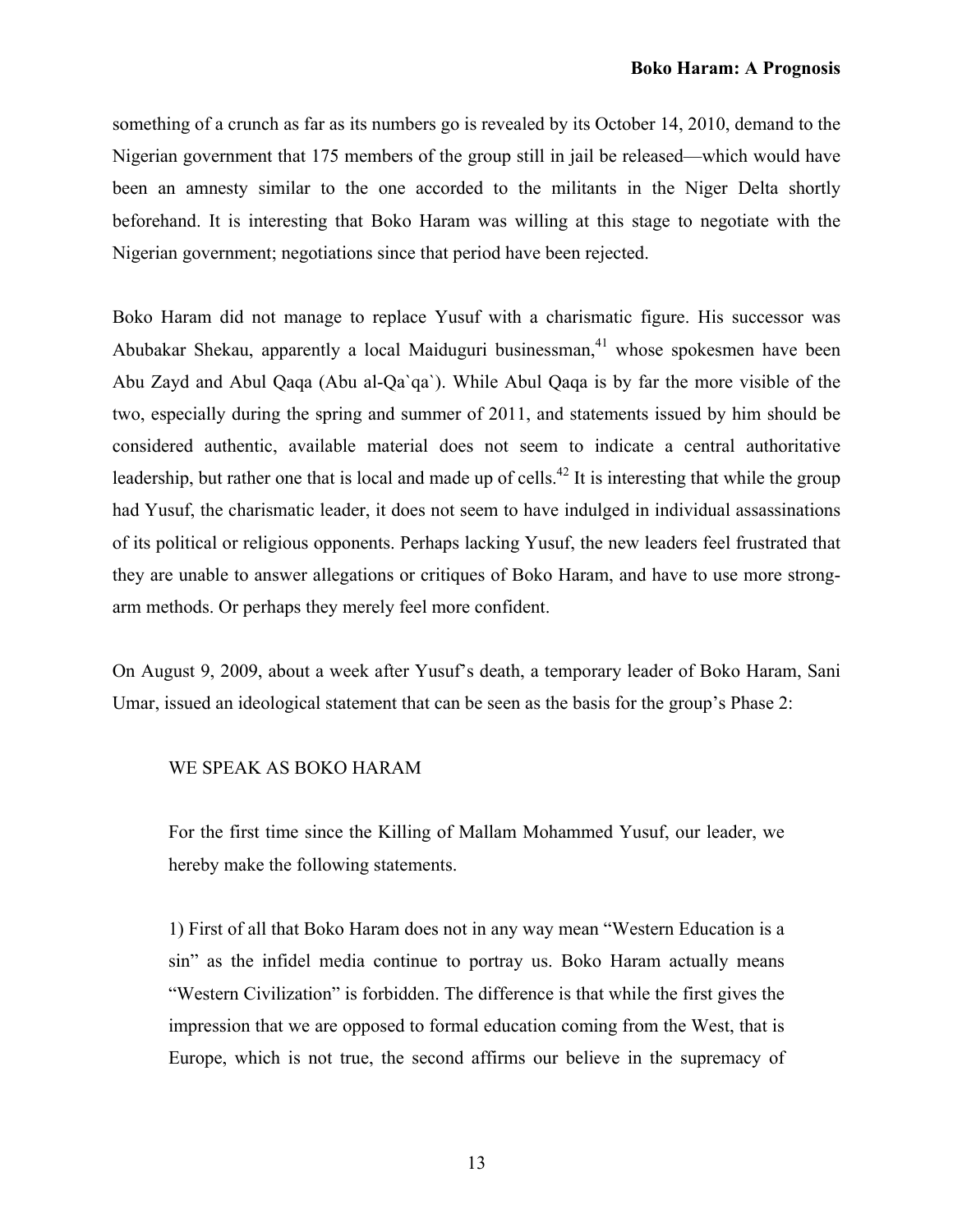something of a crunch as far as its numbers go is revealed by its October 14, 2010, demand to the Nigerian government that 175 members of the group still in jail be released—which would have been an amnesty similar to the one accorded to the militants in the Niger Delta shortly beforehand. It is interesting that Boko Haram was willing at this stage to negotiate with the Nigerian government; negotiations since that period have been rejected.

Boko Haram did not manage to replace Yusuf with a charismatic figure. His successor was Abubakar Shekau, apparently a local Maiduguri businessman,[41] whose spokesmen have been Abu Zayd and Abul Qaqa (Abu al-Qa`qa`). While Abul Qaqa is by far the more visible of the two, especially during the spring and summer of 2011, and statements issued by him should be considered authentic, available material does not seem to indicate a central authoritative leadership, but rather one that is local and made up of cells.[42] It is interesting that while the group had Yusuf, the charismatic leader, it does not seem to have indulged in individual assassinations of its political or religious opponents. Perhaps lacking Yusuf, the new leaders feel frustrated that they are unable to answer allegations or critiques of Boko Haram, and have to use more strong-arm methods. Or perhaps they merely feel more confident.

On August 9, 2009, about a week after Yusuf's death, a temporary leader of Boko Haram, Sani Umar, issued an ideological statement that can be seen as the basis for the group's Phase 2:

> WE SPEAK AS BOKO HARAM
>
> For the first time since the Killing of Mallam Mohammed Yusuf, our leader, we hereby make the following statements.
>
> 1) First of all that Boko Haram does not in any way mean "Western Education is a sin" as the infidel media continue to portray us. Boko Haram actually means "Western Civilization" is forbidden. The difference is that while the first gives the impression that we are opposed to formal education coming from the West, that is Europe, which is not true, the second affirms our believe in the supremacy of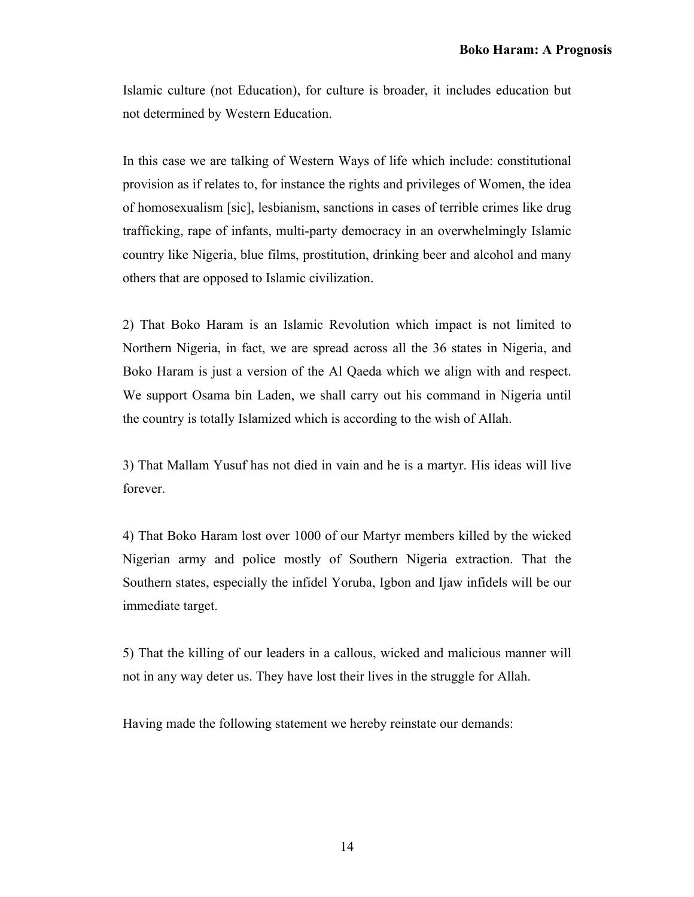Islamic culture (not Education), for culture is broader, it includes education but not determined by Western Education.

In this case we are talking of Western Ways of life which include: constitutional provision as if relates to, for instance the rights and privileges of Women, the idea of homosexualism [sic], lesbianism, sanctions in cases of terrible crimes like drug trafficking, rape of infants, multi-party democracy in an overwhelmingly Islamic country like Nigeria, blue films, prostitution, drinking beer and alcohol and many others that are opposed to Islamic civilization.

2) That Boko Haram is an Islamic Revolution which impact is not limited to Northern Nigeria, in fact, we are spread across all the 36 states in Nigeria, and Boko Haram is just a version of the Al Qaeda which we align with and respect. We support Osama bin Laden, we shall carry out his command in Nigeria until the country is totally Islamized which is according to the wish of Allah.

3) That Mallam Yusuf has not died in vain and he is a martyr. His ideas will live forever.

4) That Boko Haram lost over 1000 of our Martyr members killed by the wicked Nigerian army and police mostly of Southern Nigeria extraction. That the Southern states, especially the infidel Yoruba, Igbon and Ijaw infidels will be our immediate target.

5) That the killing of our leaders in a callous, wicked and malicious manner will not in any way deter us. They have lost their lives in the struggle for Allah.

Having made the following statement we hereby reinstate our demands: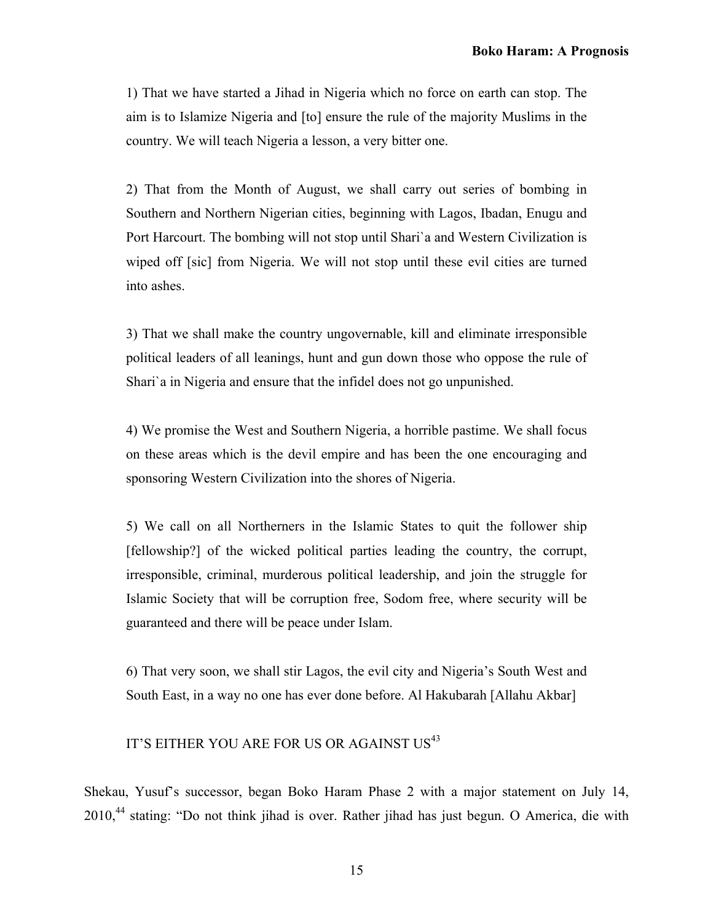1) That we have started a Jihad in Nigeria which no force on earth can stop. The aim is to Islamize Nigeria and [to] ensure the rule of the majority Muslims in the country. We will teach Nigeria a lesson, a very bitter one.

2) That from the Month of August, we shall carry out series of bombing in Southern and Northern Nigerian cities, beginning with Lagos, Ibadan, Enugu and Port Harcourt. The bombing will not stop until Shari`a and Western Civilization is wiped off [sic] from Nigeria. We will not stop until these evil cities are turned into ashes.

3) That we shall make the country ungovernable, kill and eliminate irresponsible political leaders of all leanings, hunt and gun down those who oppose the rule of Shari`a in Nigeria and ensure that the infidel does not go unpunished.

4) We promise the West and Southern Nigeria, a horrible pastime. We shall focus on these areas which is the devil empire and has been the one encouraging and sponsoring Western Civilization into the shores of Nigeria.

5) We call on all Northerners in the Islamic States to quit the follower ship [fellowship?] of the wicked political parties leading the country, the corrupt, irresponsible, criminal, murderous political leadership, and join the struggle for Islamic Society that will be corruption free, Sodom free, where security will be guaranteed and there will be peace under Islam.

6) That very soon, we shall stir Lagos, the evil city and Nigeria's South West and South East, in a way no one has ever done before. Al Hakubarah [Allahu Akbar]

IT'S EITHER YOU ARE FOR US OR AGAINST US[43]

Shekau, Yusuf's successor, began Boko Haram Phase 2 with a major statement on July 14, 2010,[44] stating: "Do not think jihad is over. Rather jihad has just begun. O America, die with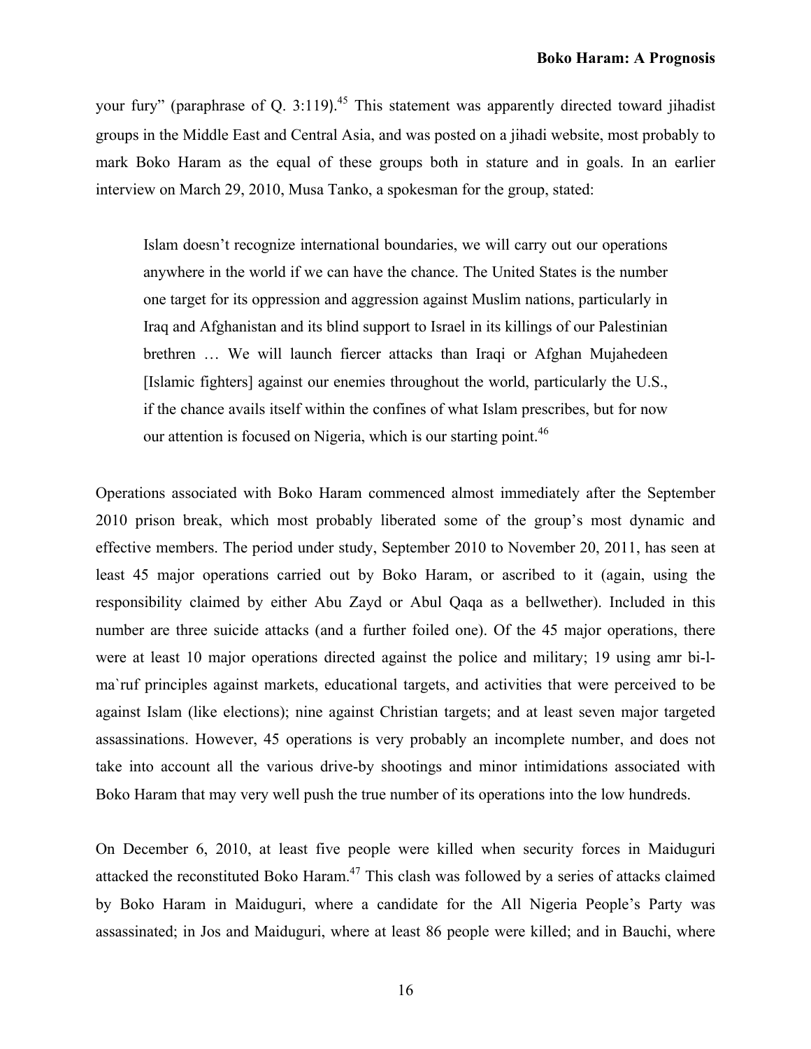your fury" (paraphrase of Q. 3:119).[45] This statement was apparently directed toward jihadist groups in the Middle East and Central Asia, and was posted on a jihadi website, most probably to mark Boko Haram as the equal of these groups both in stature and in goals. In an earlier interview on March 29, 2010, Musa Tanko, a spokesman for the group, stated:

> Islam doesn't recognize international boundaries, we will carry out our operations anywhere in the world if we can have the chance. The United States is the number one target for its oppression and aggression against Muslim nations, particularly in Iraq and Afghanistan and its blind support to Israel in its killings of our Palestinian brethren … We will launch fiercer attacks than Iraqi or Afghan Mujahedeen [Islamic fighters] against our enemies throughout the world, particularly the U.S., if the chance avails itself within the confines of what Islam prescribes, but for now our attention is focused on Nigeria, which is our starting point.[46]

Operations associated with Boko Haram commenced almost immediately after the September 2010 prison break, which most probably liberated some of the group's most dynamic and effective members. The period under study, September 2010 to November 20, 2011, has seen at least 45 major operations carried out by Boko Haram, or ascribed to it (again, using the responsibility claimed by either Abu Zayd or Abul Qaqa as a bellwether). Included in this number are three suicide attacks (and a further foiled one). Of the 45 major operations, there were at least 10 major operations directed against the police and military; 19 using amr bi-l-ma`ruf principles against markets, educational targets, and activities that were perceived to be against Islam (like elections); nine against Christian targets; and at least seven major targeted assassinations. However, 45 operations is very probably an incomplete number, and does not take into account all the various drive-by shootings and minor intimidations associated with Boko Haram that may very well push the true number of its operations into the low hundreds.

On December 6, 2010, at least five people were killed when security forces in Maiduguri attacked the reconstituted Boko Haram.[47] This clash was followed by a series of attacks claimed by Boko Haram in Maiduguri, where a candidate for the All Nigeria People's Party was assassinated; in Jos and Maiduguri, where at least 86 people were killed; and in Bauchi, where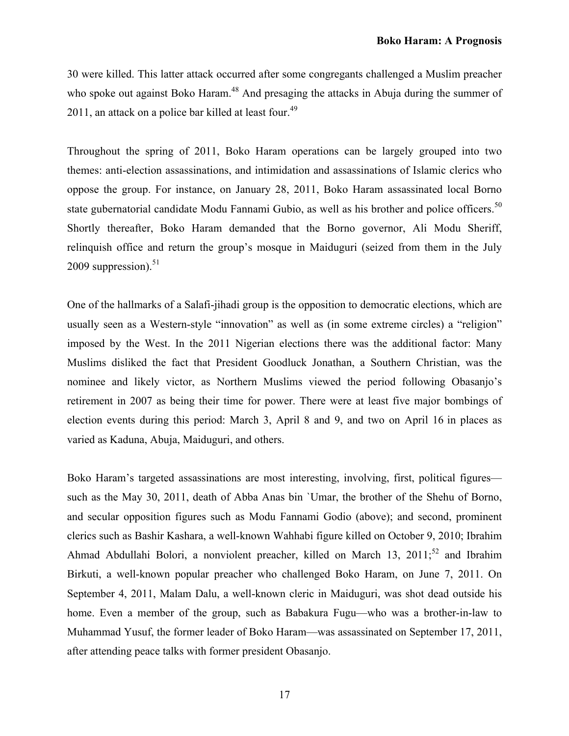30 were killed. This latter attack occurred after some congregants challenged a Muslim preacher who spoke out against Boko Haram.[48] And presaging the attacks in Abuja during the summer of 2011, an attack on a police bar killed at least four.[49]

Throughout the spring of 2011, Boko Haram operations can be largely grouped into two themes: anti-election assassinations, and intimidation and assassinations of Islamic clerics who oppose the group. For instance, on January 28, 2011, Boko Haram assassinated local Borno state gubernatorial candidate Modu Fannami Gubio, as well as his brother and police officers.[50] Shortly thereafter, Boko Haram demanded that the Borno governor, Ali Modu Sheriff, relinquish office and return the group's mosque in Maiduguri (seized from them in the July 2009 suppression).[51]

One of the hallmarks of a Salafi-jihadi group is the opposition to democratic elections, which are usually seen as a Western-style "innovation" as well as (in some extreme circles) a "religion" imposed by the West. In the 2011 Nigerian elections there was the additional factor: Many Muslims disliked the fact that President Goodluck Jonathan, a Southern Christian, was the nominee and likely victor, as Northern Muslims viewed the period following Obasanjo's retirement in 2007 as being their time for power. There were at least five major bombings of election events during this period: March 3, April 8 and 9, and two on April 16 in places as varied as Kaduna, Abuja, Maiduguri, and others.

Boko Haram's targeted assassinations are most interesting, involving, first, political figures—such as the May 30, 2011, death of Abba Anas bin `Umar, the brother of the Shehu of Borno, and secular opposition figures such as Modu Fannami Godio (above); and second, prominent clerics such as Bashir Kashara, a well-known Wahhabi figure killed on October 9, 2010; Ibrahim Ahmad Abdullahi Bolori, a nonviolent preacher, killed on March 13, 2011;[52] and Ibrahim Birkuti, a well-known popular preacher who challenged Boko Haram, on June 7, 2011. On September 4, 2011, Malam Dalu, a well-known cleric in Maiduguri, was shot dead outside his home. Even a member of the group, such as Babakura Fugu—who was a brother-in-law to Muhammad Yusuf, the former leader of Boko Haram—was assassinated on September 17, 2011, after attending peace talks with former president Obasanjo.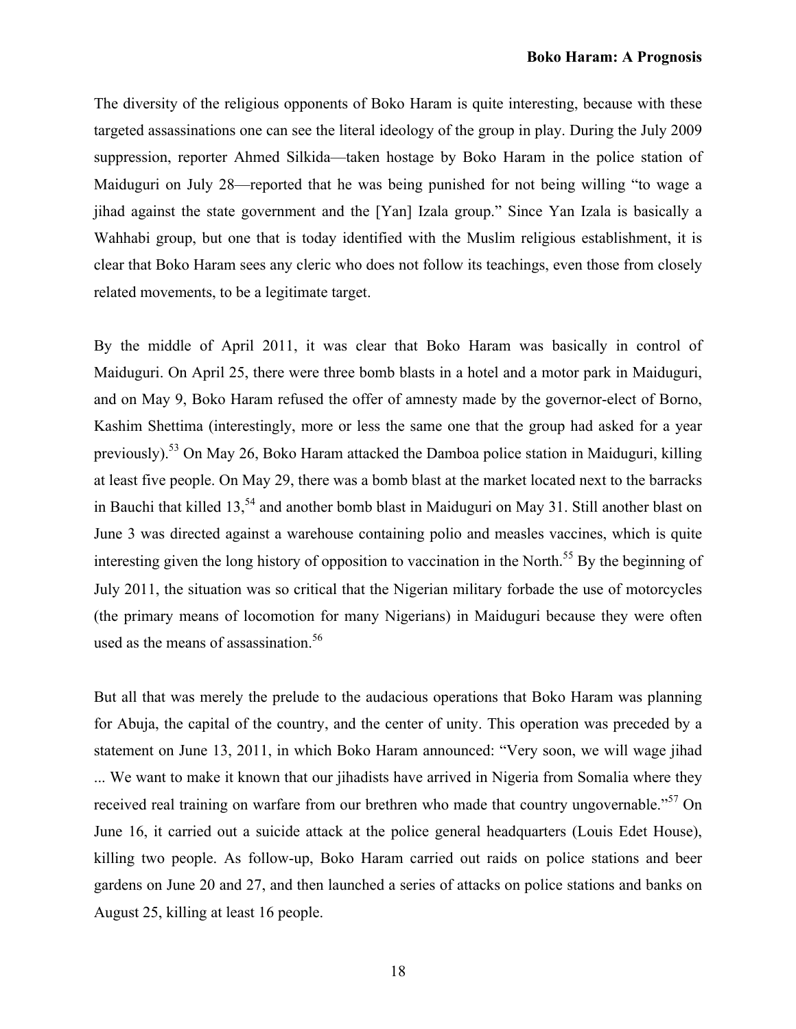The diversity of the religious opponents of Boko Haram is quite interesting, because with these targeted assassinations one can see the literal ideology of the group in play. During the July 2009 suppression, reporter Ahmed Silkida—taken hostage by Boko Haram in the police station of Maiduguri on July 28—reported that he was being punished for not being willing "to wage a jihad against the state government and the [Yan] Izala group." Since Yan Izala is basically a Wahhabi group, but one that is today identified with the Muslim religious establishment, it is clear that Boko Haram sees any cleric who does not follow its teachings, even those from closely related movements, to be a legitimate target.

By the middle of April 2011, it was clear that Boko Haram was basically in control of Maiduguri. On April 25, there were three bomb blasts in a hotel and a motor park in Maiduguri, and on May 9, Boko Haram refused the offer of amnesty made by the governor-elect of Borno, Kashim Shettima (interestingly, more or less the same one that the group had asked for a year previously).[53] On May 26, Boko Haram attacked the Damboa police station in Maiduguri, killing at least five people. On May 29, there was a bomb blast at the market located next to the barracks in Bauchi that killed 13,[54] and another bomb blast in Maiduguri on May 31. Still another blast on June 3 was directed against a warehouse containing polio and measles vaccines, which is quite interesting given the long history of opposition to vaccination in the North.[55] By the beginning of July 2011, the situation was so critical that the Nigerian military forbade the use of motorcycles (the primary means of locomotion for many Nigerians) in Maiduguri because they were often used as the means of assassination.[56]

But all that was merely the prelude to the audacious operations that Boko Haram was planning for Abuja, the capital of the country, and the center of unity. This operation was preceded by a statement on June 13, 2011, in which Boko Haram announced: "Very soon, we will wage jihad ... We want to make it known that our jihadists have arrived in Nigeria from Somalia where they received real training on warfare from our brethren who made that country ungovernable."[57] On June 16, it carried out a suicide attack at the police general headquarters (Louis Edet House), killing two people. As follow-up, Boko Haram carried out raids on police stations and beer gardens on June 20 and 27, and then launched a series of attacks on police stations and banks on August 25, killing at least 16 people.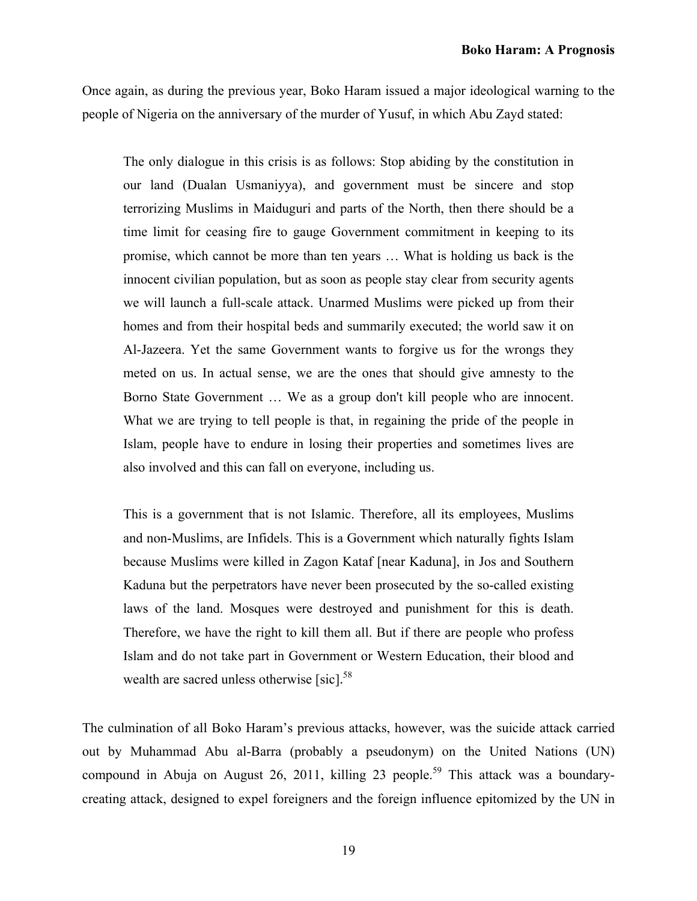Once again, as during the previous year, Boko Haram issued a major ideological warning to the people of Nigeria on the anniversary of the murder of Yusuf, in which Abu Zayd stated:

> The only dialogue in this crisis is as follows: Stop abiding by the constitution in our land (Dualan Usmaniyya), and government must be sincere and stop terrorizing Muslims in Maiduguri and parts of the North, then there should be a time limit for ceasing fire to gauge Government commitment in keeping to its promise, which cannot be more than ten years … What is holding us back is the innocent civilian population, but as soon as people stay clear from security agents we will launch a full-scale attack. Unarmed Muslims were picked up from their homes and from their hospital beds and summarily executed; the world saw it on Al-Jazeera. Yet the same Government wants to forgive us for the wrongs they meted on us. In actual sense, we are the ones that should give amnesty to the Borno State Government … We as a group don't kill people who are innocent. What we are trying to tell people is that, in regaining the pride of the people in Islam, people have to endure in losing their properties and sometimes lives are also involved and this can fall on everyone, including us.
>
> This is a government that is not Islamic. Therefore, all its employees, Muslims and non-Muslims, are Infidels. This is a Government which naturally fights Islam because Muslims were killed in Zagon Kataf [near Kaduna], in Jos and Southern Kaduna but the perpetrators have never been prosecuted by the so-called existing laws of the land. Mosques were destroyed and punishment for this is death. Therefore, we have the right to kill them all. But if there are people who profess Islam and do not take part in Government or Western Education, their blood and wealth are sacred unless otherwise [sic].[58]

The culmination of all Boko Haram's previous attacks, however, was the suicide attack carried out by Muhammad Abu al-Barra (probably a pseudonym) on the United Nations (UN) compound in Abuja on August 26, 2011, killing 23 people.[59] This attack was a boundary-creating attack, designed to expel foreigners and the foreign influence epitomized by the UN in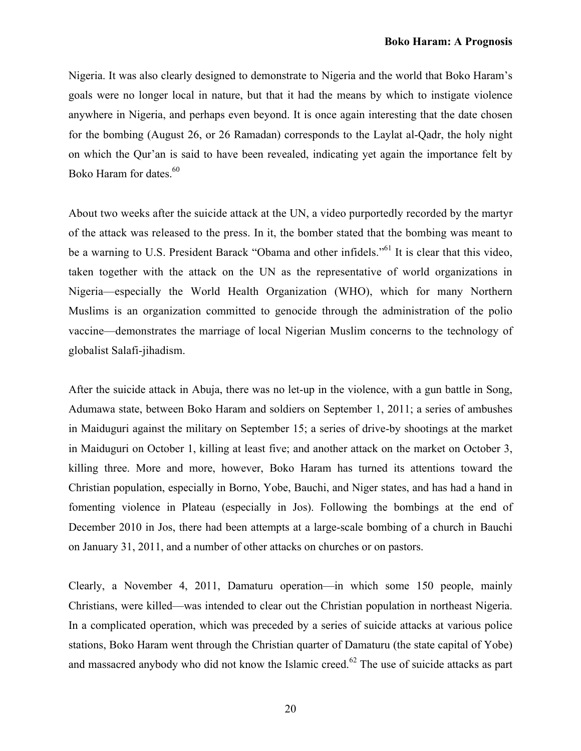Nigeria. It was also clearly designed to demonstrate to Nigeria and the world that Boko Haram's goals were no longer local in nature, but that it had the means by which to instigate violence anywhere in Nigeria, and perhaps even beyond. It is once again interesting that the date chosen for the bombing (August 26, or 26 Ramadan) corresponds to the Laylat al-Qadr, the holy night on which the Qur'an is said to have been revealed, indicating yet again the importance felt by Boko Haram for dates.[60]

About two weeks after the suicide attack at the UN, a video purportedly recorded by the martyr of the attack was released to the press. In it, the bomber stated that the bombing was meant to be a warning to U.S. President Barack "Obama and other infidels."[61] It is clear that this video, taken together with the attack on the UN as the representative of world organizations in Nigeria—especially the World Health Organization (WHO), which for many Northern Muslims is an organization committed to genocide through the administration of the polio vaccine—demonstrates the marriage of local Nigerian Muslim concerns to the technology of globalist Salafi-jihadism.

After the suicide attack in Abuja, there was no let-up in the violence, with a gun battle in Song, Adumawa state, between Boko Haram and soldiers on September 1, 2011; a series of ambushes in Maiduguri against the military on September 15; a series of drive-by shootings at the market in Maiduguri on October 1, killing at least five; and another attack on the market on October 3, killing three. More and more, however, Boko Haram has turned its attentions toward the Christian population, especially in Borno, Yobe, Bauchi, and Niger states, and has had a hand in fomenting violence in Plateau (especially in Jos). Following the bombings at the end of December 2010 in Jos, there had been attempts at a large-scale bombing of a church in Bauchi on January 31, 2011, and a number of other attacks on churches or on pastors.

Clearly, a November 4, 2011, Damaturu operation—in which some 150 people, mainly Christians, were killed—was intended to clear out the Christian population in northeast Nigeria. In a complicated operation, which was preceded by a series of suicide attacks at various police stations, Boko Haram went through the Christian quarter of Damaturu (the state capital of Yobe) and massacred anybody who did not know the Islamic creed.[62] The use of suicide attacks as part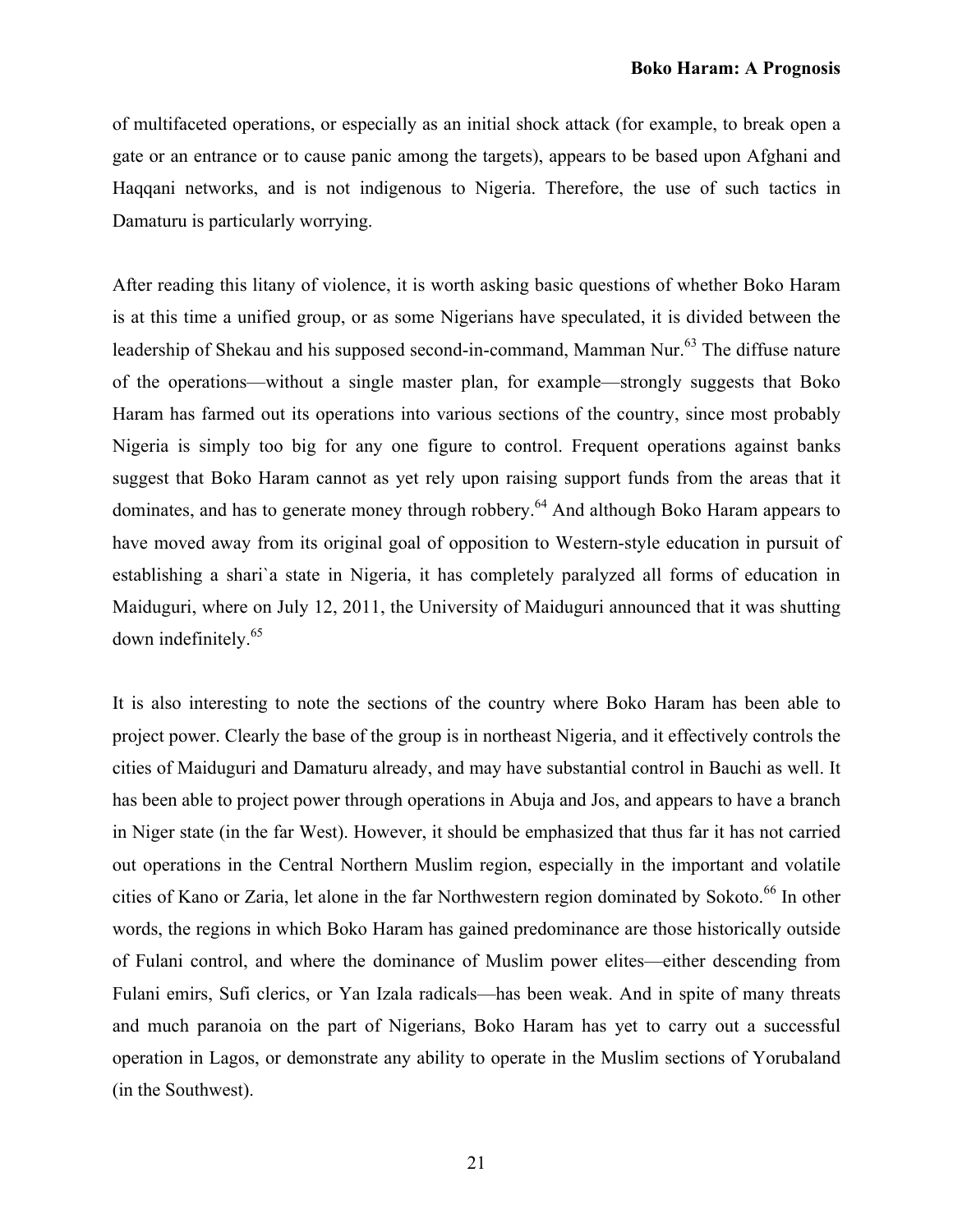of multifaceted operations, or especially as an initial shock attack (for example, to break open a gate or an entrance or to cause panic among the targets), appears to be based upon Afghani and Haqqani networks, and is not indigenous to Nigeria. Therefore, the use of such tactics in Damaturu is particularly worrying.

After reading this litany of violence, it is worth asking basic questions of whether Boko Haram is at this time a unified group, or as some Nigerians have speculated, it is divided between the leadership of Shekau and his supposed second-in-command, Mamman Nur.[63] The diffuse nature of the operations—without a single master plan, for example—strongly suggests that Boko Haram has farmed out its operations into various sections of the country, since most probably Nigeria is simply too big for any one figure to control. Frequent operations against banks suggest that Boko Haram cannot as yet rely upon raising support funds from the areas that it dominates, and has to generate money through robbery.[64] And although Boko Haram appears to have moved away from its original goal of opposition to Western-style education in pursuit of establishing a shari`a state in Nigeria, it has completely paralyzed all forms of education in Maiduguri, where on July 12, 2011, the University of Maiduguri announced that it was shutting down indefinitely.[65]

It is also interesting to note the sections of the country where Boko Haram has been able to project power. Clearly the base of the group is in northeast Nigeria, and it effectively controls the cities of Maiduguri and Damaturu already, and may have substantial control in Bauchi as well. It has been able to project power through operations in Abuja and Jos, and appears to have a branch in Niger state (in the far West). However, it should be emphasized that thus far it has not carried out operations in the Central Northern Muslim region, especially in the important and volatile cities of Kano or Zaria, let alone in the far Northwestern region dominated by Sokoto.[66] In other words, the regions in which Boko Haram has gained predominance are those historically outside of Fulani control, and where the dominance of Muslim power elites—either descending from Fulani emirs, Sufi clerics, or Yan Izala radicals—has been weak. And in spite of many threats and much paranoia on the part of Nigerians, Boko Haram has yet to carry out a successful operation in Lagos, or demonstrate any ability to operate in the Muslim sections of Yorubaland (in the Southwest).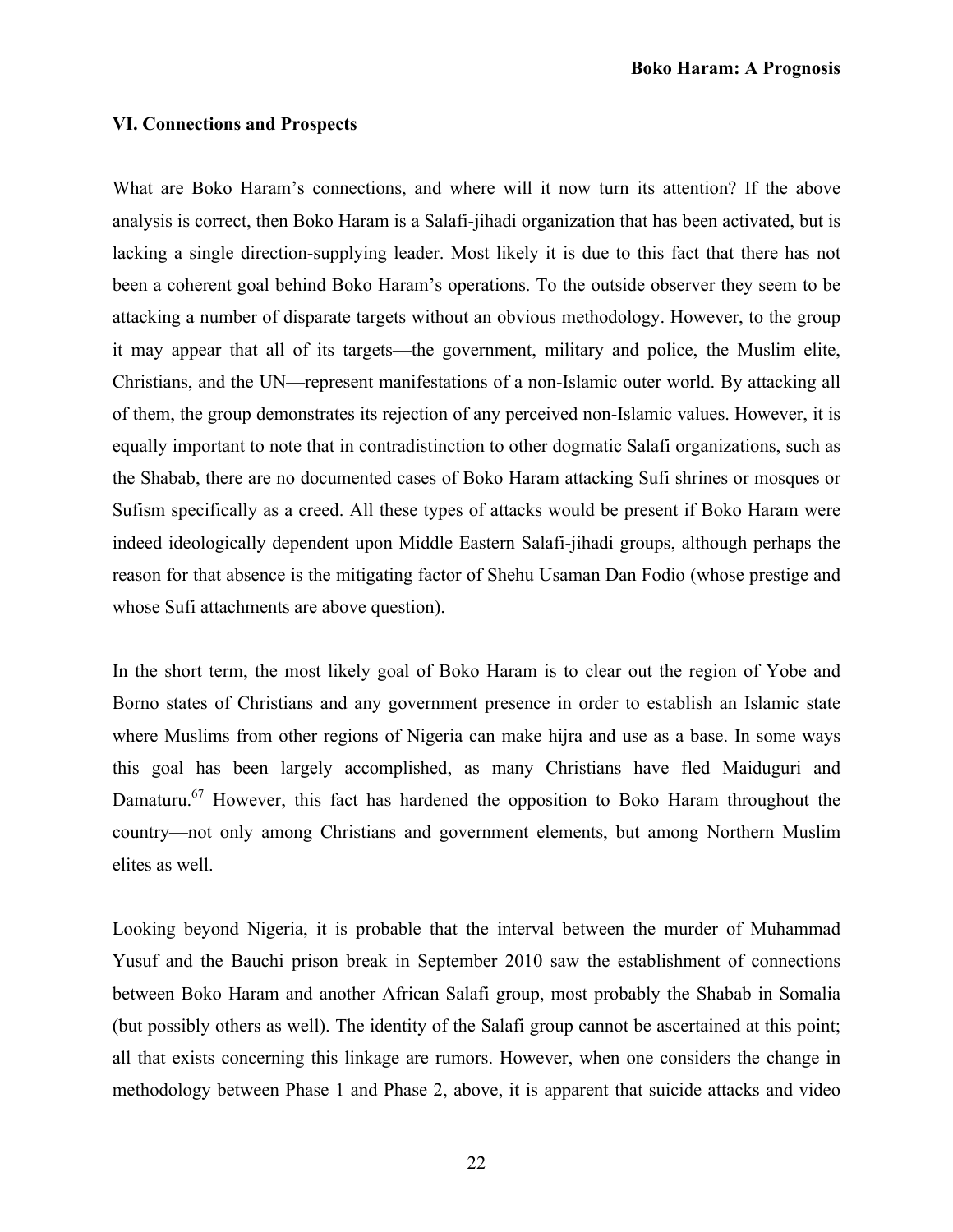### VI. Connections and Prospects

What are Boko Haram's connections, and where will it now turn its attention? If the above analysis is correct, then Boko Haram is a Salafi-jihadi organization that has been activated, but is lacking a single direction-supplying leader. Most likely it is due to this fact that there has not been a coherent goal behind Boko Haram's operations. To the outside observer they seem to be attacking a number of disparate targets without an obvious methodology. However, to the group it may appear that all of its targets—the government, military and police, the Muslim elite, Christians, and the UN—represent manifestations of a non-Islamic outer world. By attacking all of them, the group demonstrates its rejection of any perceived non-Islamic values. However, it is equally important to note that in contradistinction to other dogmatic Salafi organizations, such as the Shabab, there are no documented cases of Boko Haram attacking Sufi shrines or mosques or Sufism specifically as a creed. All these types of attacks would be present if Boko Haram were indeed ideologically dependent upon Middle Eastern Salafi-jihadi groups, although perhaps the reason for that absence is the mitigating factor of Shehu Usaman Dan Fodio (whose prestige and whose Sufi attachments are above question).

In the short term, the most likely goal of Boko Haram is to clear out the region of Yobe and Borno states of Christians and any government presence in order to establish an Islamic state where Muslims from other regions of Nigeria can make hijra and use as a base. In some ways this goal has been largely accomplished, as many Christians have fled Maiduguri and Damaturu.[67] However, this fact has hardened the opposition to Boko Haram throughout the country—not only among Christians and government elements, but among Northern Muslim elites as well.

Looking beyond Nigeria, it is probable that the interval between the murder of Muhammad Yusuf and the Bauchi prison break in September 2010 saw the establishment of connections between Boko Haram and another African Salafi group, most probably the Shabab in Somalia (but possibly others as well). The identity of the Salafi group cannot be ascertained at this point; all that exists concerning this linkage are rumors. However, when one considers the change in methodology between Phase 1 and Phase 2, above, it is apparent that suicide attacks and video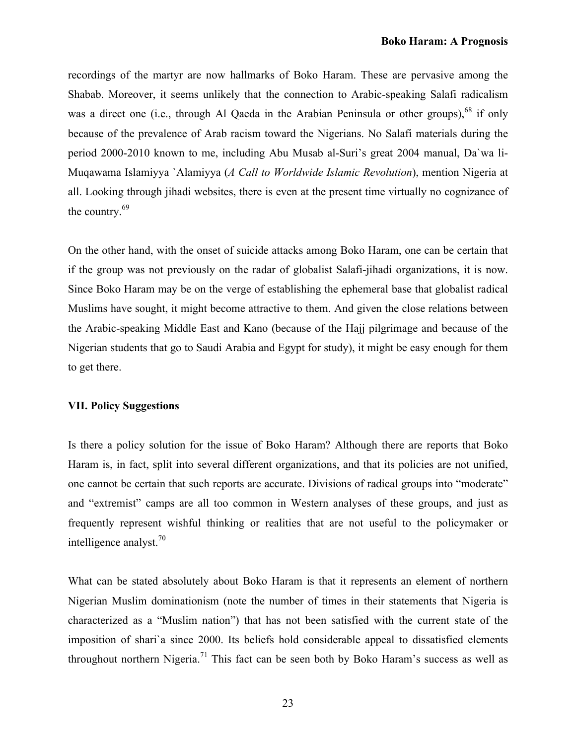recordings of the martyr are now hallmarks of Boko Haram. These are pervasive among the Shabab. Moreover, it seems unlikely that the connection to Arabic-speaking Salafi radicalism was a direct one (i.e., through Al Qaeda in the Arabian Peninsula or other groups),[68] if only because of the prevalence of Arab racism toward the Nigerians. No Salafi materials during the period 2000-2010 known to me, including Abu Musab al-Suri's great 2004 manual, Da`wa li-Muqawama Islamiyya `Alamiyya (*A Call to Worldwide Islamic Revolution*), mention Nigeria at all. Looking through jihadi websites, there is even at the present time virtually no cognizance of the country.[69]

On the other hand, with the onset of suicide attacks among Boko Haram, one can be certain that if the group was not previously on the radar of globalist Salafi-jihadi organizations, it is now. Since Boko Haram may be on the verge of establishing the ephemeral base that globalist radical Muslims have sought, it might become attractive to them. And given the close relations between the Arabic-speaking Middle East and Kano (because of the Hajj pilgrimage and because of the Nigerian students that go to Saudi Arabia and Egypt for study), it might be easy enough for them to get there.

## VII. Policy Suggestions

Is there a policy solution for the issue of Boko Haram? Although there are reports that Boko Haram is, in fact, split into several different organizations, and that its policies are not unified, one cannot be certain that such reports are accurate. Divisions of radical groups into "moderate" and "extremist" camps are all too common in Western analyses of these groups, and just as frequently represent wishful thinking or realities that are not useful to the policymaker or intelligence analyst.[70]

What can be stated absolutely about Boko Haram is that it represents an element of northern Nigerian Muslim dominationism (note the number of times in their statements that Nigeria is characterized as a "Muslim nation") that has not been satisfied with the current state of the imposition of shari`a since 2000. Its beliefs hold considerable appeal to dissatisfied elements throughout northern Nigeria.[71] This fact can be seen both by Boko Haram's success as well as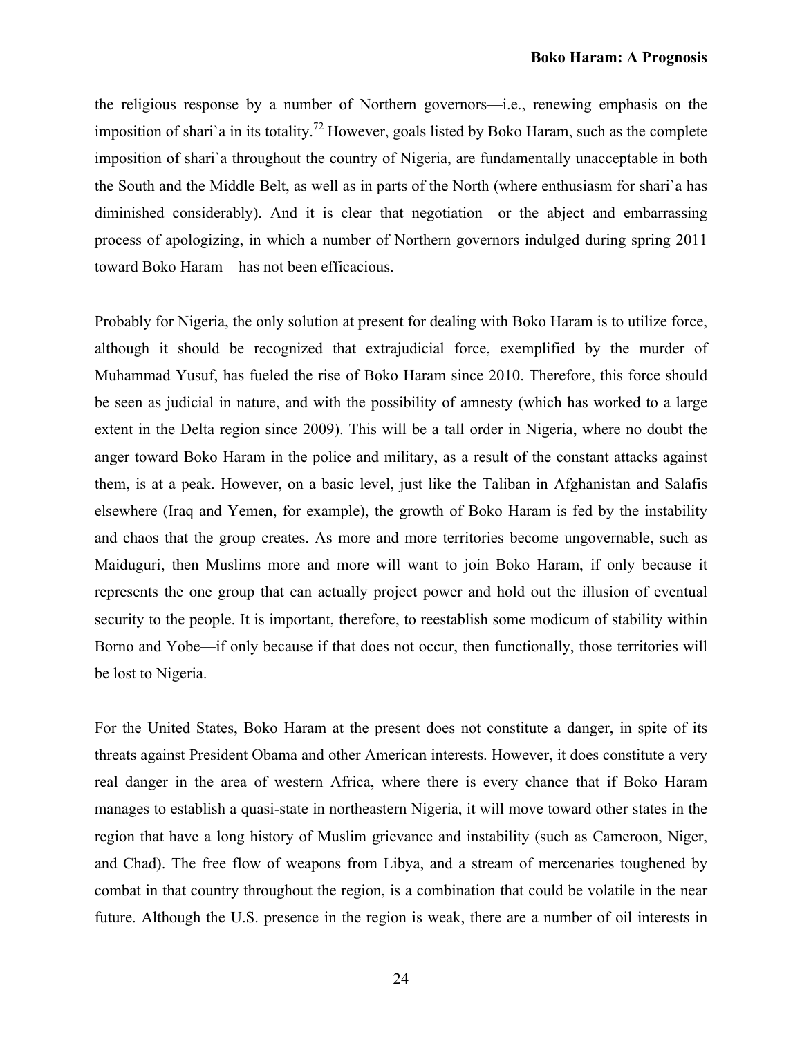the religious response by a number of Northern governors—i.e., renewing emphasis on the imposition of shari`a in its totality.[72] However, goals listed by Boko Haram, such as the complete imposition of shari`a throughout the country of Nigeria, are fundamentally unacceptable in both the South and the Middle Belt, as well as in parts of the North (where enthusiasm for shari`a has diminished considerably). And it is clear that negotiation—or the abject and embarrassing process of apologizing, in which a number of Northern governors indulged during spring 2011 toward Boko Haram—has not been efficacious.

Probably for Nigeria, the only solution at present for dealing with Boko Haram is to utilize force, although it should be recognized that extrajudicial force, exemplified by the murder of Muhammad Yusuf, has fueled the rise of Boko Haram since 2010. Therefore, this force should be seen as judicial in nature, and with the possibility of amnesty (which has worked to a large extent in the Delta region since 2009). This will be a tall order in Nigeria, where no doubt the anger toward Boko Haram in the police and military, as a result of the constant attacks against them, is at a peak. However, on a basic level, just like the Taliban in Afghanistan and Salafis elsewhere (Iraq and Yemen, for example), the growth of Boko Haram is fed by the instability and chaos that the group creates. As more and more territories become ungovernable, such as Maiduguri, then Muslims more and more will want to join Boko Haram, if only because it represents the one group that can actually project power and hold out the illusion of eventual security to the people. It is important, therefore, to reestablish some modicum of stability within Borno and Yobe—if only because if that does not occur, then functionally, those territories will be lost to Nigeria.

For the United States, Boko Haram at the present does not constitute a danger, in spite of its threats against President Obama and other American interests. However, it does constitute a very real danger in the area of western Africa, where there is every chance that if Boko Haram manages to establish a quasi-state in northeastern Nigeria, it will move toward other states in the region that have a long history of Muslim grievance and instability (such as Cameroon, Niger, and Chad). The free flow of weapons from Libya, and a stream of mercenaries toughened by combat in that country throughout the region, is a combination that could be volatile in the near future. Although the U.S. presence in the region is weak, there are a number of oil interests in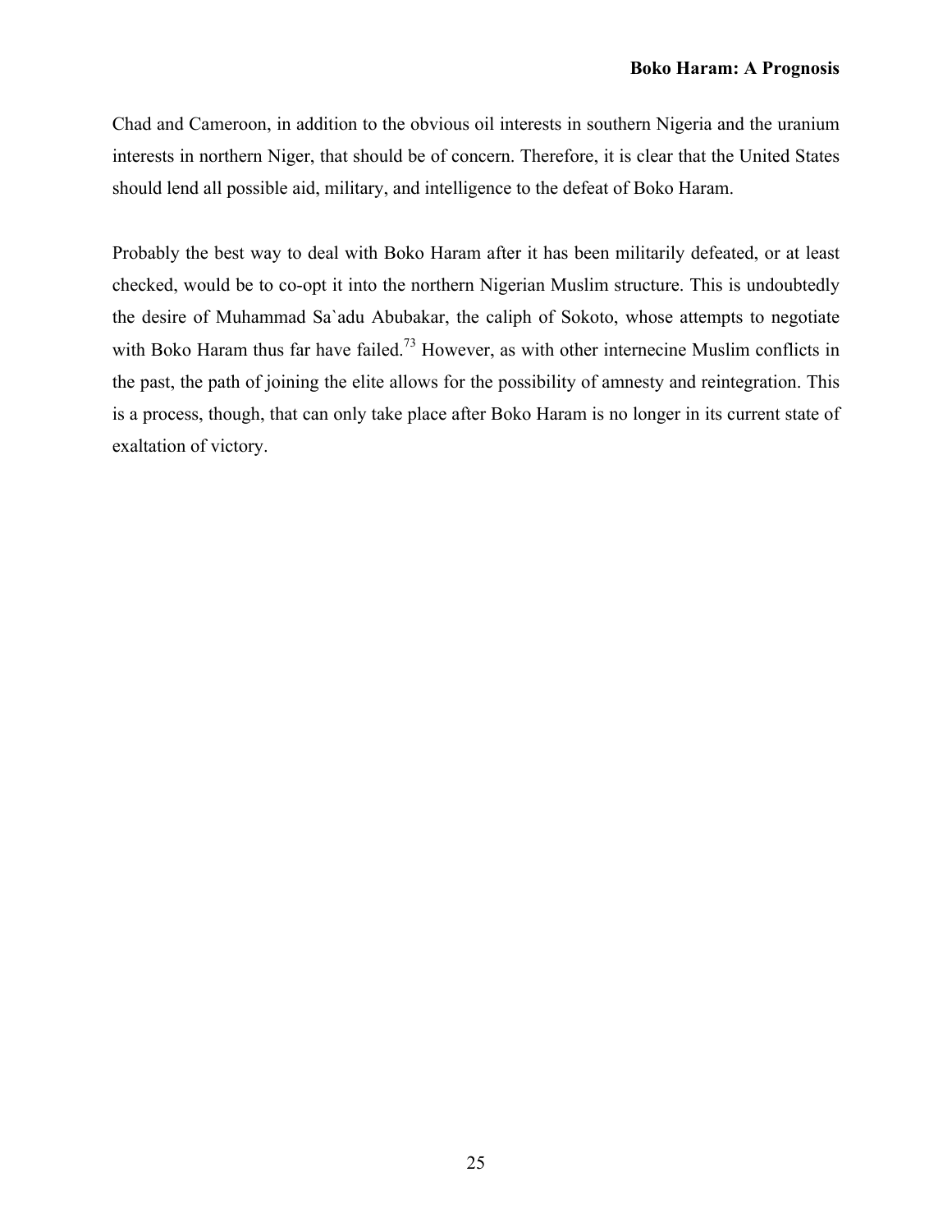Chad and Cameroon, in addition to the obvious oil interests in southern Nigeria and the uranium interests in northern Niger, that should be of concern. Therefore, it is clear that the United States should lend all possible aid, military, and intelligence to the defeat of Boko Haram.

Probably the best way to deal with Boko Haram after it has been militarily defeated, or at least checked, would be to co-opt it into the northern Nigerian Muslim structure. This is undoubtedly the desire of Muhammad Sa`adu Abubakar, the caliph of Sokoto, whose attempts to negotiate with Boko Haram thus far have failed.[73] However, as with other internecine Muslim conflicts in the past, the path of joining the elite allows for the possibility of amnesty and reintegration. This is a process, though, that can only take place after Boko Haram is no longer in its current state of exaltation of victory.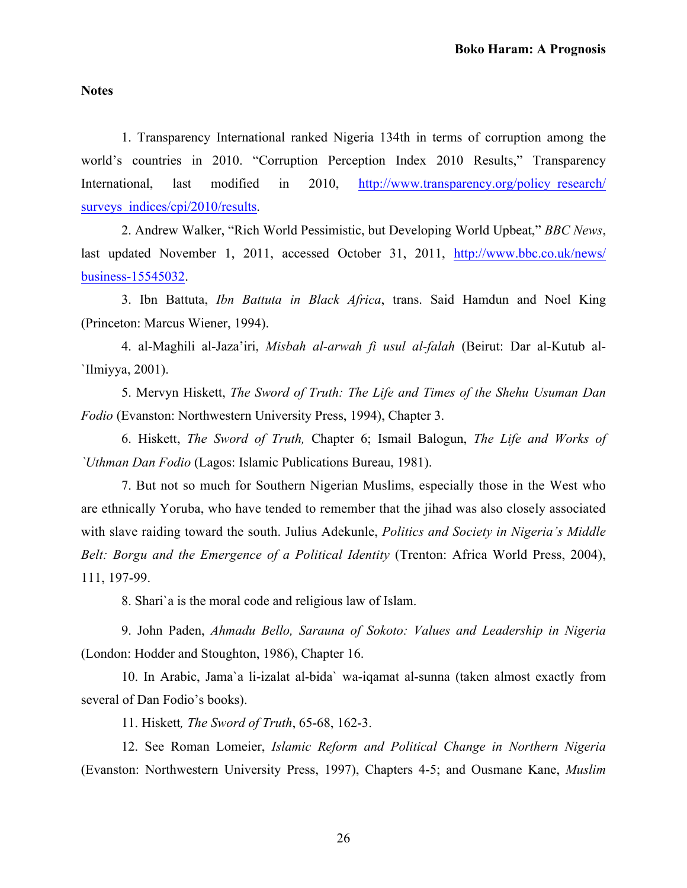## Notes

1. Transparency International ranked Nigeria 134th in terms of corruption among the world's countries in 2010. "Corruption Perception Index 2010 Results," Transparency International, last modified in 2010, http://www.transparency.org/policy_research/surveys_indices/cpi/2010/results.

2. Andrew Walker, "Rich World Pessimistic, but Developing World Upbeat," *BBC News*, last updated November 1, 2011, accessed October 31, 2011, http://www.bbc.co.uk/news/business-15545032.

3. Ibn Battuta, *Ibn Battuta in Black Africa*, trans. Said Hamdun and Noel King (Princeton: Marcus Wiener, 1994).

4. al-Maghili al-Jaza'iri, *Misbah al-arwah fi usul al-falah* (Beirut: Dar al-Kutub al-`Ilmiyya, 2001).

5. Mervyn Hiskett, *The Sword of Truth: The Life and Times of the Shehu Usuman Dan Fodio* (Evanston: Northwestern University Press, 1994), Chapter 3.

6. Hiskett, *The Sword of Truth,* Chapter 6; Ismail Balogun, *The Life and Works of `Uthman Dan Fodio* (Lagos: Islamic Publications Bureau, 1981).

7. But not so much for Southern Nigerian Muslims, especially those in the West who are ethnically Yoruba, who have tended to remember that the jihad was also closely associated with slave raiding toward the south. Julius Adekunle, *Politics and Society in Nigeria's Middle Belt: Borgu and the Emergence of a Political Identity* (Trenton: Africa World Press, 2004), 111, 197-99.

8. Shari`a is the moral code and religious law of Islam.

9. John Paden, *Ahmadu Bello, Sarauna of Sokoto: Values and Leadership in Nigeria* (London: Hodder and Stoughton, 1986), Chapter 16.

10. In Arabic, Jama`a li-izalat al-bida` wa-iqamat al-sunna (taken almost exactly from several of Dan Fodio's books).

11. Hiskett*, The Sword of Truth*, 65-68, 162-3.

12. See Roman Lomeier, *Islamic Reform and Political Change in Northern Nigeria* (Evanston: Northwestern University Press, 1997), Chapters 4-5; and Ousmane Kane, *Muslim*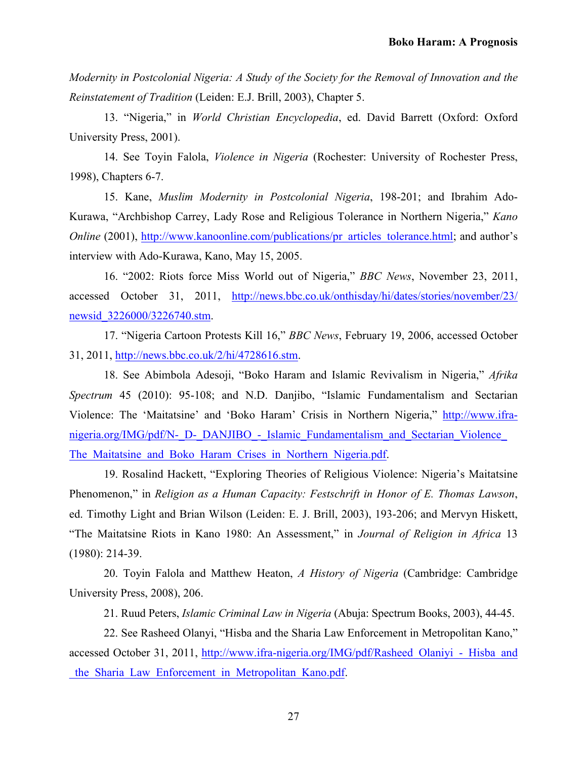*Modernity in Postcolonial Nigeria: A Study of the Society for the Removal of Innovation and the Reinstatement of Tradition* (Leiden: E.J. Brill, 2003), Chapter 5.

13. "Nigeria," in *World Christian Encyclopedia*, ed. David Barrett (Oxford: Oxford University Press, 2001).

14. See Toyin Falola, *Violence in Nigeria* (Rochester: University of Rochester Press, 1998), Chapters 6-7.

15. Kane, *Muslim Modernity in Postcolonial Nigeria*, 198-201; and Ibrahim Ado-Kurawa, "Archbishop Carrey, Lady Rose and Religious Tolerance in Northern Nigeria," *Kano Online* (2001), http://www.kanoonline.com/publications/pr_articles_tolerance.html; and author's interview with Ado-Kurawa, Kano, May 15, 2005.

16. "2002: Riots force Miss World out of Nigeria," *BBC News*, November 23, 2011, accessed October 31, 2011, http://news.bbc.co.uk/onthisday/hi/dates/stories/november/23/newsid_3226000/3226740.stm.

17. "Nigeria Cartoon Protests Kill 16," *BBC News*, February 19, 2006, accessed October 31, 2011, http://news.bbc.co.uk/2/hi/4728616.stm.

18. See Abimbola Adesoji, "Boko Haram and Islamic Revivalism in Nigeria," *Afrika Spectrum* 45 (2010): 95-108; and N.D. Danjibo, "Islamic Fundamentalism and Sectarian Violence: The 'Maitatsine' and 'Boko Haram' Crisis in Northern Nigeria," http://www.ifra-nigeria.org/IMG/pdf/N-_D-_DANJIBO_-_Islamic_Fundamentalism_and_Sectarian_Violence_The_Maitatsine_and_Boko_Haram_Crises_in_Northern_Nigeria.pdf.

19. Rosalind Hackett, "Exploring Theories of Religious Violence: Nigeria's Maitatsine Phenomenon," in *Religion as a Human Capacity: Festschrift in Honor of E. Thomas Lawson*, ed. Timothy Light and Brian Wilson (Leiden: E. J. Brill, 2003), 193-206; and Mervyn Hiskett, "The Maitatsine Riots in Kano 1980: An Assessment," in *Journal of Religion in Africa* 13 (1980): 214-39.

20. Toyin Falola and Matthew Heaton, *A History of Nigeria* (Cambridge: Cambridge University Press, 2008), 206.

21. Ruud Peters, *Islamic Criminal Law in Nigeria* (Abuja: Spectrum Books, 2003), 44-45.

22. See Rasheed Olanyi, "Hisba and the Sharia Law Enforcement in Metropolitan Kano," accessed October 31, 2011, http://www.ifra-nigeria.org/IMG/pdf/Rasheed_Olaniyi_-_Hisba_and_the_Sharia_Law_Enforcement_in_Metropolitan_Kano.pdf.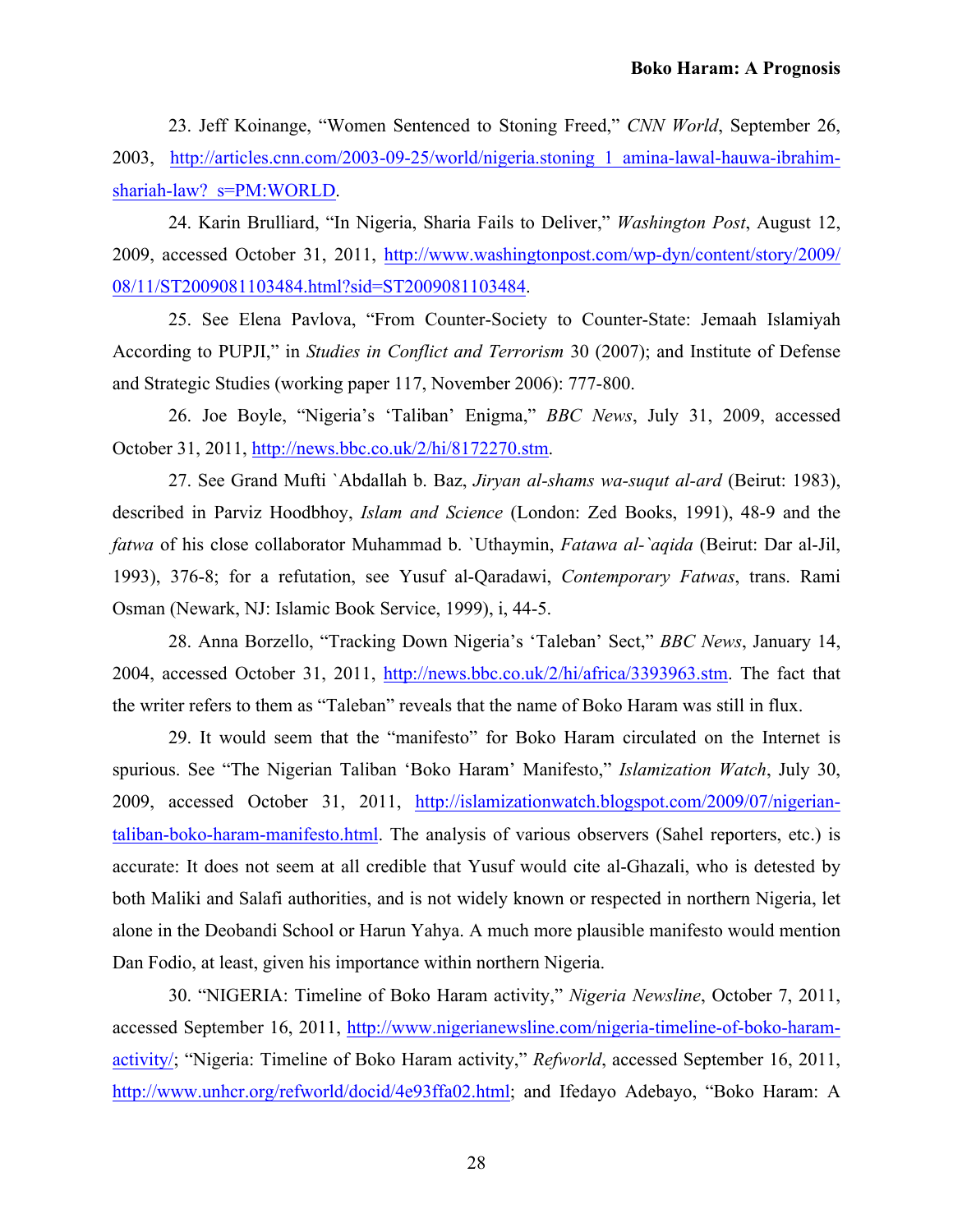23. Jeff Koinange, "Women Sentenced to Stoning Freed," *CNN World*, September 26, 2003, http://articles.cnn.com/2003-09-25/world/nigeria.stoning_1_amina-lawal-hauwa-ibrahim-shariah-law?_s=PM:WORLD.

24. Karin Brulliard, "In Nigeria, Sharia Fails to Deliver," *Washington Post*, August 12, 2009, accessed October 31, 2011, http://www.washingtonpost.com/wp-dyn/content/story/2009/08/11/ST2009081103484.html?sid=ST2009081103484.

25. See Elena Pavlova, "From Counter-Society to Counter-State: Jemaah Islamiyah According to PUPJI," in *Studies in Conflict and Terrorism* 30 (2007); and Institute of Defense and Strategic Studies (working paper 117, November 2006): 777-800.

26. Joe Boyle, "Nigeria's 'Taliban' Enigma," *BBC News*, July 31, 2009, accessed October 31, 2011, http://news.bbc.co.uk/2/hi/8172270.stm.

27. See Grand Mufti `Abdallah b. Baz, *Jiryan al-shams wa-suqut al-ard* (Beirut: 1983), described in Parviz Hoodbhoy, *Islam and Science* (London: Zed Books, 1991), 48-9 and the *fatwa* of his close collaborator Muhammad b. `Uthaymin, *Fatawa al-`aqida* (Beirut: Dar al-Jil, 1993), 376-8; for a refutation, see Yusuf al-Qaradawi, *Contemporary Fatwas*, trans. Rami Osman (Newark, NJ: Islamic Book Service, 1999), i, 44-5.

28. Anna Borzello, "Tracking Down Nigeria's 'Taleban' Sect," *BBC News*, January 14, 2004, accessed October 31, 2011, http://news.bbc.co.uk/2/hi/africa/3393963.stm. The fact that the writer refers to them as "Taleban" reveals that the name of Boko Haram was still in flux.

29. It would seem that the "manifesto" for Boko Haram circulated on the Internet is spurious. See "The Nigerian Taliban 'Boko Haram' Manifesto," *Islamization Watch*, July 30, 2009, accessed October 31, 2011, http://islamizationwatch.blogspot.com/2009/07/nigerian-taliban-boko-haram-manifesto.html. The analysis of various observers (Sahel reporters, etc.) is accurate: It does not seem at all credible that Yusuf would cite al-Ghazali, who is detested by both Maliki and Salafi authorities, and is not widely known or respected in northern Nigeria, let alone in the Deobandi School or Harun Yahya. A much more plausible manifesto would mention Dan Fodio, at least, given his importance within northern Nigeria.

30. "NIGERIA: Timeline of Boko Haram activity," *Nigeria Newsline*, October 7, 2011, accessed September 16, 2011, http://www.nigerianewsline.com/nigeria-timeline-of-boko-haram-activity/; "Nigeria: Timeline of Boko Haram activity," *Refworld*, accessed September 16, 2011, http://www.unhcr.org/refworld/docid/4e93ffa02.html; and Ifedayo Adebayo, "Boko Haram: A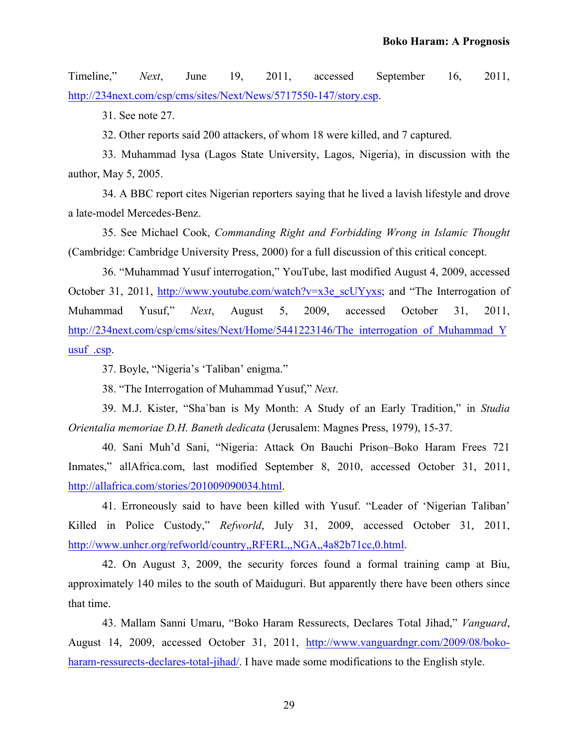Timeline," *Next*, June 19, 2011, accessed September 16, 2011, http://234next.com/csp/cms/sites/Next/News/5717550-147/story.csp.

31. See note 27.

32. Other reports said 200 attackers, of whom 18 were killed, and 7 captured.

33. Muhammad Iysa (Lagos State University, Lagos, Nigeria), in discussion with the author, May 5, 2005.

34. A BBC report cites Nigerian reporters saying that he lived a lavish lifestyle and drove a late-model Mercedes-Benz.

35. See Michael Cook, *Commanding Right and Forbidding Wrong in Islamic Thought* (Cambridge: Cambridge University Press, 2000) for a full discussion of this critical concept.

36. "Muhammad Yusuf interrogation," YouTube, last modified August 4, 2009, accessed October 31, 2011, http://www.youtube.com/watch?v=x3e_scUYyxs; and "The Interrogation of Muhammad Yusuf," *Next*, August 5, 2009, accessed October 31, 2011, http://234next.com/csp/cms/sites/Next/Home/5441223146/The_interrogation_of_Muhammad_Yusuf_.csp.

37. Boyle, "Nigeria's 'Taliban' enigma."

38. "The Interrogation of Muhammad Yusuf," *Next*.

39. M.J. Kister, "Sha`ban is My Month: A Study of an Early Tradition," in *Studia Orientalia memoriae D.H. Baneth dedicata* (Jerusalem: Magnes Press, 1979), 15-37.

40. Sani Muh'd Sani, "Nigeria: Attack On Bauchi Prison–Boko Haram Frees 721 Inmates," allAfrica.com, last modified September 8, 2010, accessed October 31, 2011, http://allafrica.com/stories/201009090034.html.

41. Erroneously said to have been killed with Yusuf. "Leader of 'Nigerian Taliban' Killed in Police Custody," *Refworld*, July 31, 2009, accessed October 31, 2011, http://www.unhcr.org/refworld/country,,RFERL,,NGA,,4a82b71cc,0.html.

42. On August 3, 2009, the security forces found a formal training camp at Biu, approximately 140 miles to the south of Maiduguri. But apparently there have been others since that time.

43. Mallam Sanni Umaru, "Boko Haram Ressurects, Declares Total Jihad," *Vanguard*, August 14, 2009, accessed October 31, 2011, http://www.vanguardngr.com/2009/08/boko-haram-ressurects-declares-total-jihad/. I have made some modifications to the English style.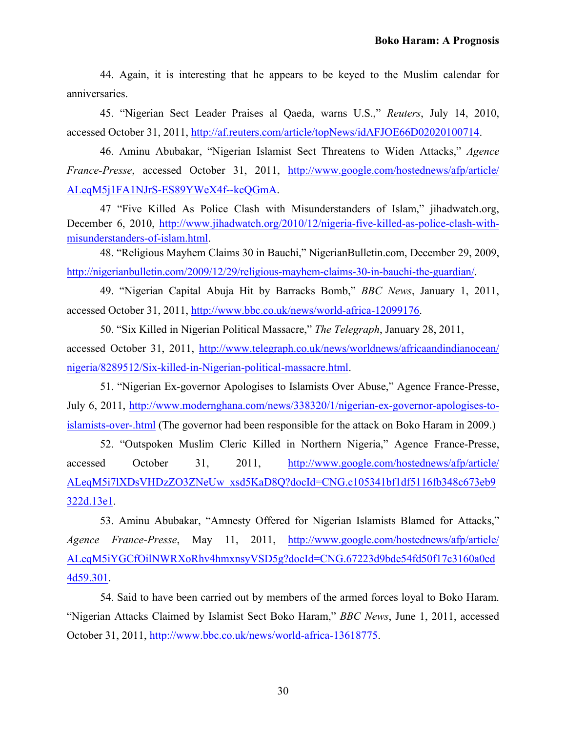44. Again, it is interesting that he appears to be keyed to the Muslim calendar for anniversaries.

45. "Nigerian Sect Leader Praises al Qaeda, warns U.S.," *Reuters*, July 14, 2010, accessed October 31, 2011, http://af.reuters.com/article/topNews/idAFJOE66D02020100714.

46. Aminu Abubakar, "Nigerian Islamist Sect Threatens to Widen Attacks," *Agence France-Presse*, accessed October 31, 2011, http://www.google.com/hostednews/afp/article/ALeqM5j1FA1NJrS-ES89YWeX4f--kcQGmA.

47 "Five Killed As Police Clash with Misunderstanders of Islam," jihadwatch.org, December 6, 2010, http://www.jihadwatch.org/2010/12/nigeria-five-killed-as-police-clash-with-misunderstanders-of-islam.html.

48. "Religious Mayhem Claims 30 in Bauchi," NigerianBulletin.com, December 29, 2009, http://nigerianbulletin.com/2009/12/29/religious-mayhem-claims-30-in-bauchi-the-guardian/.

49. "Nigerian Capital Abuja Hit by Barracks Bomb," *BBC News*, January 1, 2011, accessed October 31, 2011, http://www.bbc.co.uk/news/world-africa-12099176.

50. "Six Killed in Nigerian Political Massacre," *The Telegraph*, January 28, 2011, accessed October 31, 2011, http://www.telegraph.co.uk/news/worldnews/africaandindianocean/nigeria/8289512/Six-killed-in-Nigerian-political-massacre.html.

51. "Nigerian Ex-governor Apologises to Islamists Over Abuse," Agence France-Presse, July 6, 2011, http://www.modernghana.com/news/338320/1/nigerian-ex-governor-apologises-to-islamists-over-.html (The governor had been responsible for the attack on Boko Haram in 2009.)

52. "Outspoken Muslim Cleric Killed in Northern Nigeria," Agence France-Presse, accessed October 31, 2011, http://www.google.com/hostednews/afp/article/ALeqM5i7lXDsVHDzZO3ZNeUw_xsd5KaD8Q?docId=CNG.c105341bf1df5116fb348c673eb9322d.13e1.

53. Aminu Abubakar, "Amnesty Offered for Nigerian Islamists Blamed for Attacks," *Agence France-Presse*, May 11, 2011, http://www.google.com/hostednews/afp/article/ALeqM5iYGCfOilNWRXoRhv4hmxnsyVSD5g?docId=CNG.67223d9bde54fd50f17c3160a0ed4d59.301.

54. Said to have been carried out by members of the armed forces loyal to Boko Haram. "Nigerian Attacks Claimed by Islamist Sect Boko Haram," *BBC News*, June 1, 2011, accessed October 31, 2011, http://www.bbc.co.uk/news/world-africa-13618775.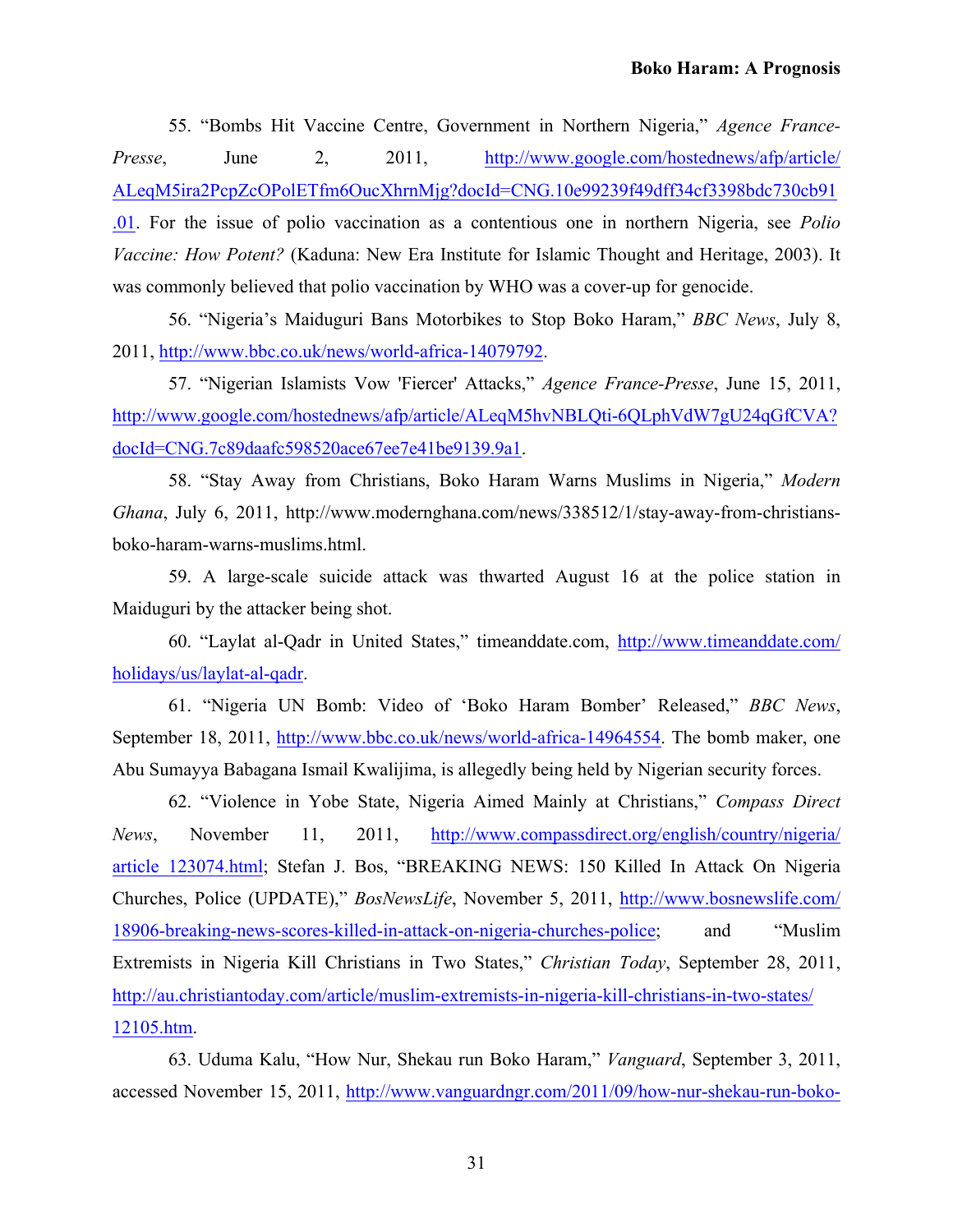55. "Bombs Hit Vaccine Centre, Government in Northern Nigeria," *Agence France-Presse*, June 2, 2011, http://www.google.com/hostednews/afp/article/ALeqM5ira2PcpZcOPolETfm6OucXhrnMjg?docId=CNG.10e99239f49dff34cf3398bdc730cb91.01. For the issue of polio vaccination as a contentious one in northern Nigeria, see *Polio Vaccine: How Potent?* (Kaduna: New Era Institute for Islamic Thought and Heritage, 2003). It was commonly believed that polio vaccination by WHO was a cover-up for genocide.

56. "Nigeria's Maiduguri Bans Motorbikes to Stop Boko Haram," *BBC News*, July 8, 2011, http://www.bbc.co.uk/news/world-africa-14079792.

57. "Nigerian Islamists Vow 'Fiercer' Attacks," *Agence France-Presse*, June 15, 2011, http://www.google.com/hostednews/afp/article/ALeqM5hvNBLQti-6QLphVdW7gU24qGfCVA?docId=CNG.7c89daafc598520ace67ee7e41be9139.9a1.

58. "Stay Away from Christians, Boko Haram Warns Muslims in Nigeria," *Modern Ghana*, July 6, 2011, http://www.modernghana.com/news/338512/1/stay-away-from-christians-boko-haram-warns-muslims.html.

59. A large-scale suicide attack was thwarted August 16 at the police station in Maiduguri by the attacker being shot.

60. "Laylat al-Qadr in United States," timeanddate.com, http://www.timeanddate.com/holidays/us/laylat-al-qadr.

61. "Nigeria UN Bomb: Video of 'Boko Haram Bomber' Released," *BBC News*, September 18, 2011, http://www.bbc.co.uk/news/world-africa-14964554. The bomb maker, one Abu Sumayya Babagana Ismail Kwalijima, is allegedly being held by Nigerian security forces.

62. "Violence in Yobe State, Nigeria Aimed Mainly at Christians," *Compass Direct News*, November 11, 2011, http://www.compassdirect.org/english/country/nigeria/article_123074.html; Stefan J. Bos, "BREAKING NEWS: 150 Killed In Attack On Nigeria Churches, Police (UPDATE)," *BosNewsLife*, November 5, 2011, http://www.bosnewslife.com/18906-breaking-news-scores-killed-in-attack-on-nigeria-churches-police; and "Muslim Extremists in Nigeria Kill Christians in Two States," *Christian Today*, September 28, 2011, http://au.christiantoday.com/article/muslim-extremists-in-nigeria-kill-christians-in-two-states/12105.htm.

63. Uduma Kalu, "How Nur, Shekau run Boko Haram," *Vanguard*, September 3, 2011, accessed November 15, 2011, http://www.vanguardngr.com/2011/09/how-nur-shekau-run-boko-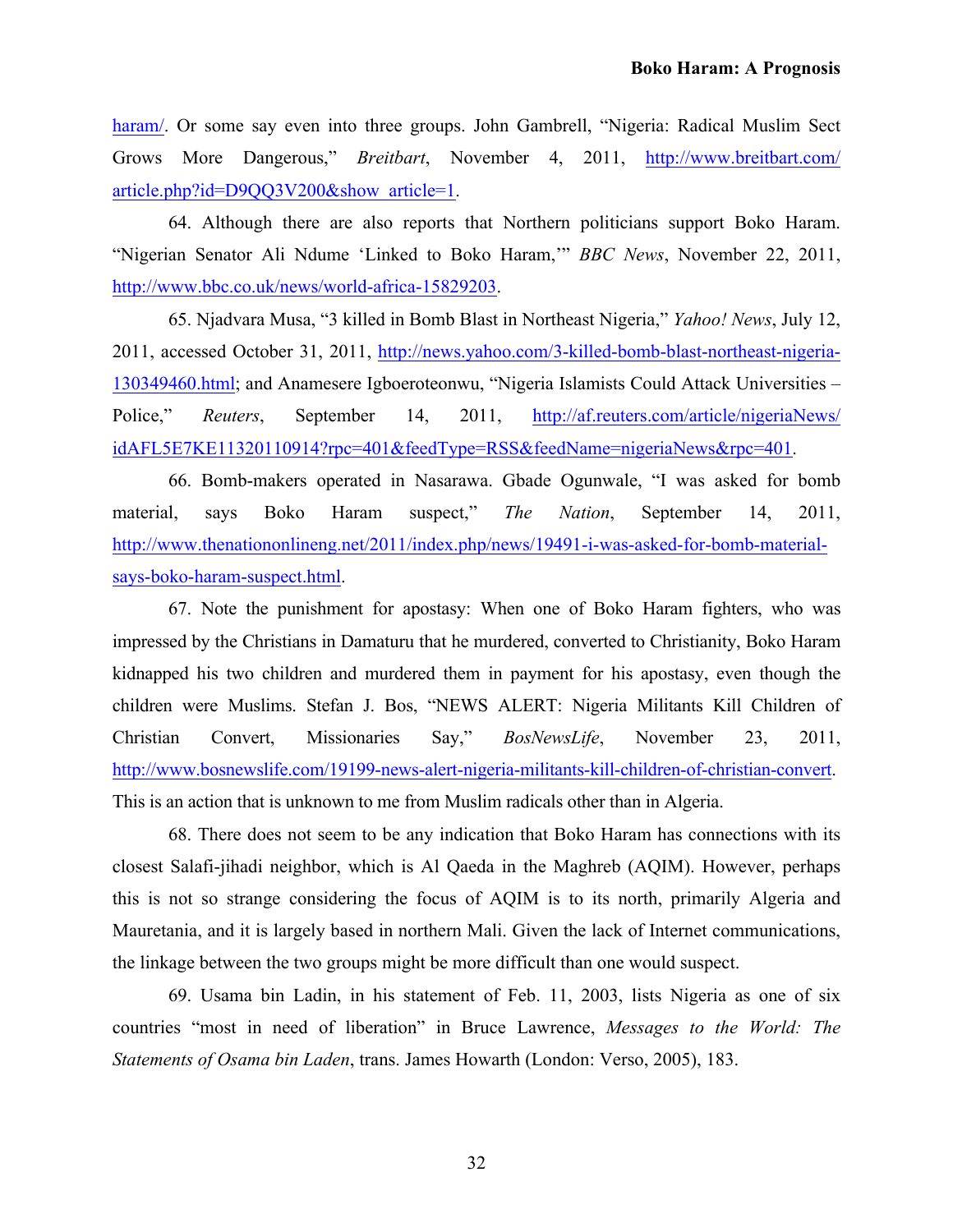haram/. Or some say even into three groups. John Gambrell, "Nigeria: Radical Muslim Sect Grows More Dangerous," *Breitbart*, November 4, 2011, http://www.breitbart.com/article.php?id=D9QQ3V200&show_article=1.

64. Although there are also reports that Northern politicians support Boko Haram. "Nigerian Senator Ali Ndume 'Linked to Boko Haram,'" *BBC News*, November 22, 2011, http://www.bbc.co.uk/news/world-africa-15829203.

65. Njadvara Musa, "3 killed in Bomb Blast in Northeast Nigeria," *Yahoo! News*, July 12, 2011, accessed October 31, 2011, http://news.yahoo.com/3-killed-bomb-blast-northeast-nigeria-130349460.html; and Anamesere Igboeroteonwu, "Nigeria Islamists Could Attack Universities – Police," *Reuters*, September 14, 2011, http://af.reuters.com/article/nigeriaNews/idAFL5E7KE11320110914?rpc=401&feedType=RSS&feedName=nigeriaNews&rpc=401.

66. Bomb-makers operated in Nasarawa. Gbade Ogunwale, "I was asked for bomb material, says Boko Haram suspect," *The Nation*, September 14, 2011, http://www.thenationonlineng.net/2011/index.php/news/19491-i-was-asked-for-bomb-material-says-boko-haram-suspect.html.

67. Note the punishment for apostasy: When one of Boko Haram fighters, who was impressed by the Christians in Damaturu that he murdered, converted to Christianity, Boko Haram kidnapped his two children and murdered them in payment for his apostasy, even though the children were Muslims. Stefan J. Bos, "NEWS ALERT: Nigeria Militants Kill Children of Christian Convert, Missionaries Say," *BosNewsLife*, November 23, 2011, http://www.bosnewslife.com/19199-news-alert-nigeria-militants-kill-children-of-christian-convert. This is an action that is unknown to me from Muslim radicals other than in Algeria.

68. There does not seem to be any indication that Boko Haram has connections with its closest Salafi-jihadi neighbor, which is Al Qaeda in the Maghreb (AQIM). However, perhaps this is not so strange considering the focus of AQIM is to its north, primarily Algeria and Mauretania, and it is largely based in northern Mali. Given the lack of Internet communications, the linkage between the two groups might be more difficult than one would suspect.

69. Usama bin Ladin, in his statement of Feb. 11, 2003, lists Nigeria as one of six countries "most in need of liberation" in Bruce Lawrence, *Messages to the World: The Statements of Osama bin Laden*, trans. James Howarth (London: Verso, 2005), 183.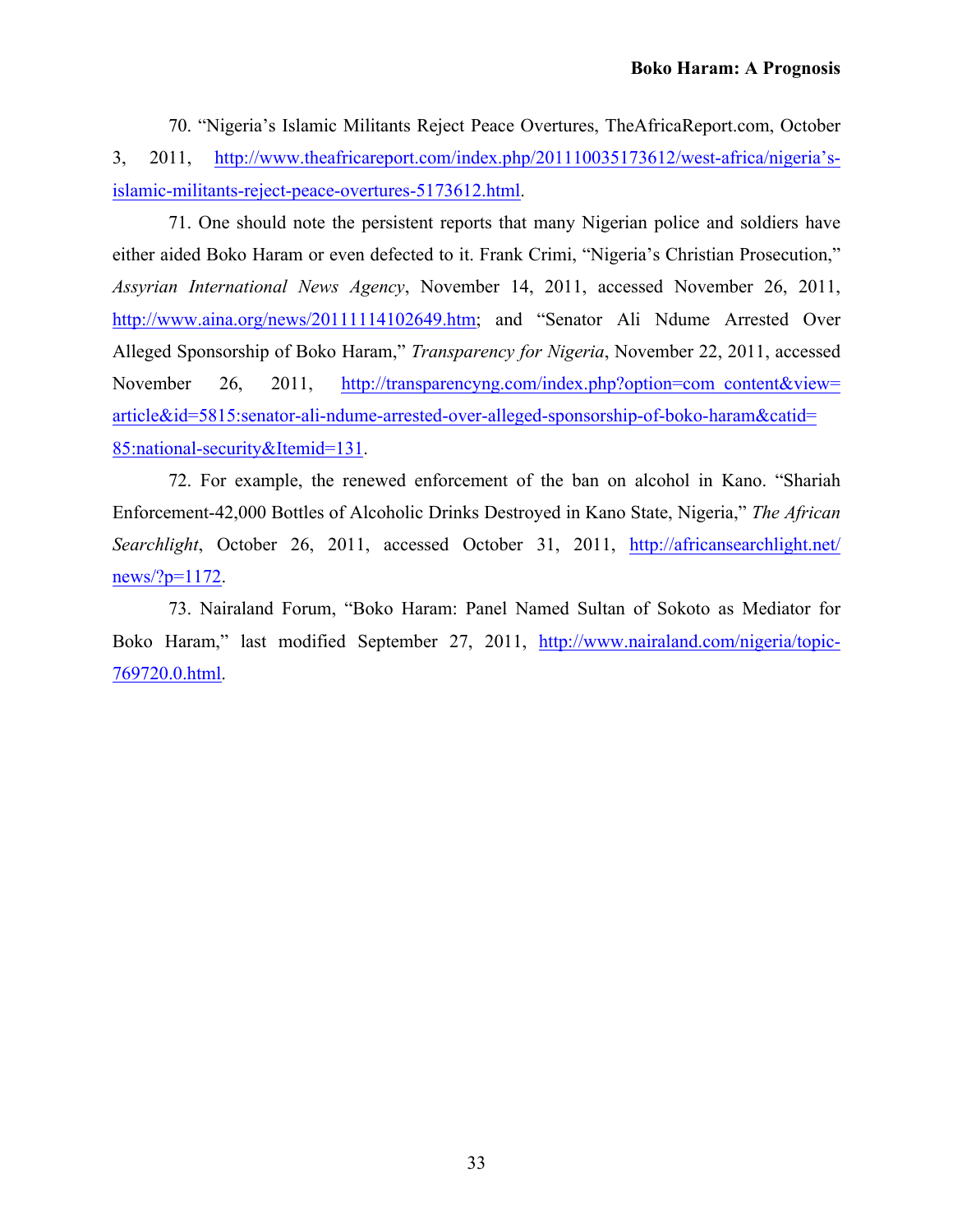70. "Nigeria's Islamic Militants Reject Peace Overtures, TheAfricaReport.com, October 3, 2011, http://www.theafricareport.com/index.php/201110035173612/west-africa/nigeria's-islamic-militants-reject-peace-overtures-5173612.html.

71. One should note the persistent reports that many Nigerian police and soldiers have either aided Boko Haram or even defected to it. Frank Crimi, "Nigeria's Christian Prosecution," *Assyrian International News Agency*, November 14, 2011, accessed November 26, 2011, http://www.aina.org/news/20111114102649.htm; and "Senator Ali Ndume Arrested Over Alleged Sponsorship of Boko Haram," *Transparency for Nigeria*, November 22, 2011, accessed November 26, 2011, http://transparencyng.com/index.php?option=com_content&view=article&id=5815:senator-ali-ndume-arrested-over-alleged-sponsorship-of-boko-haram&catid=85:national-security&Itemid=131.

72. For example, the renewed enforcement of the ban on alcohol in Kano. "Shariah Enforcement-42,000 Bottles of Alcoholic Drinks Destroyed in Kano State, Nigeria," *The African Searchlight*, October 26, 2011, accessed October 31, 2011, http://africansearchlight.net/news/?p=1172.

73. Nairaland Forum, "Boko Haram: Panel Named Sultan of Sokoto as Mediator for Boko Haram," last modified September 27, 2011, http://www.nairaland.com/nigeria/topic-769720.0.html.